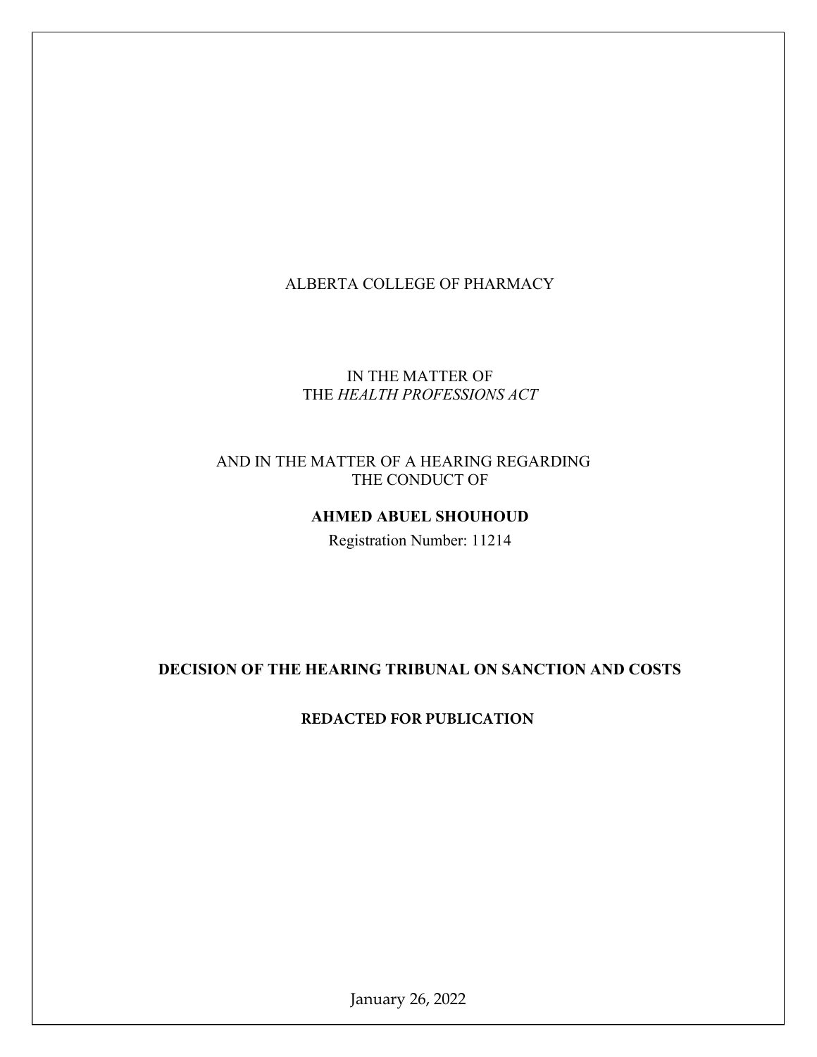ALBERTA COLLEGE OF PHARMACY

IN THE MATTER OF
THE *HEALTH PROFESSIONS ACT*

AND IN THE MATTER OF A HEARING REGARDING
THE CONDUCT OF

**AHMED ABUEL SHOUHOUD**

Registration Number: 11214

**DECISION OF THE HEARING TRIBUNAL ON SANCTION AND COSTS**

**REDACTED FOR PUBLICATION**

January 26, 2022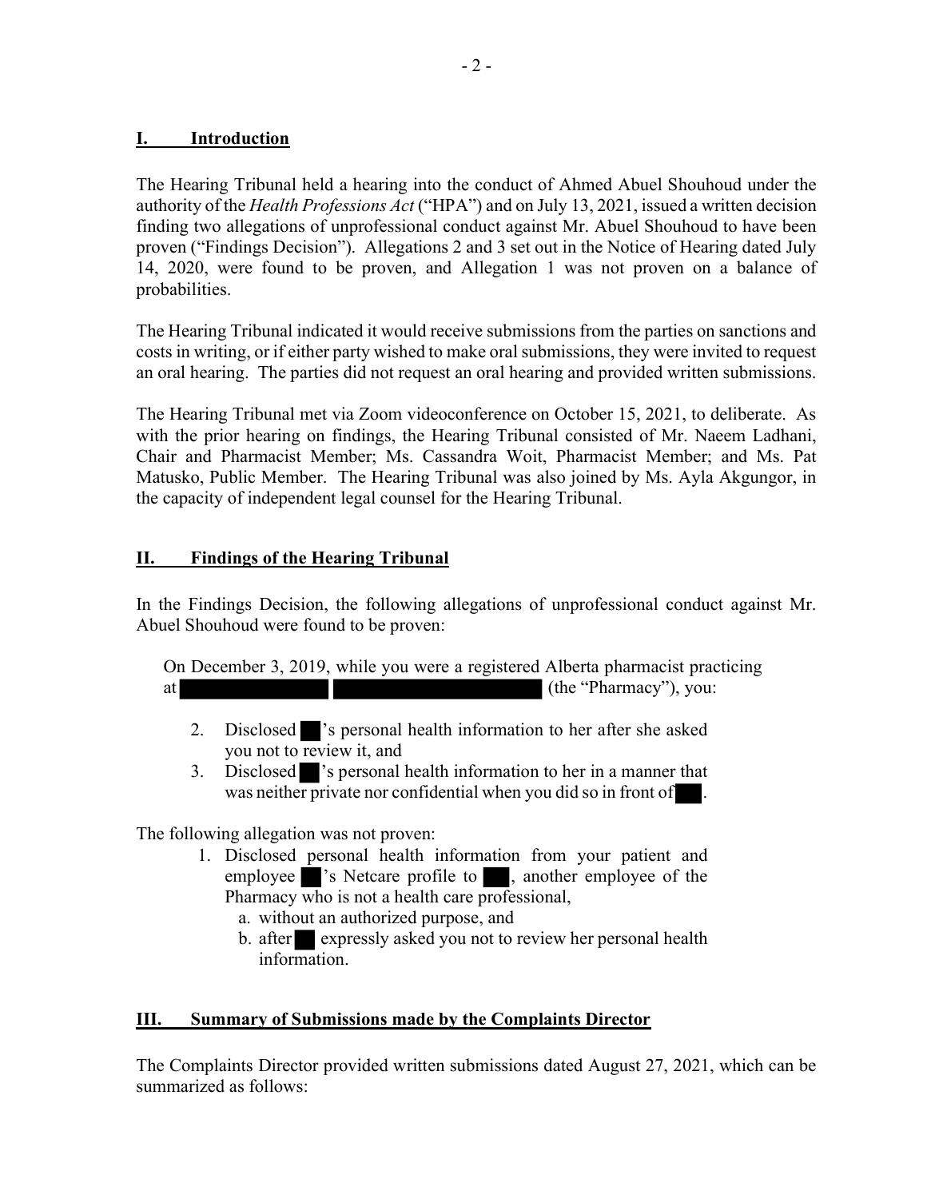## I. Introduction

The Hearing Tribunal held a hearing into the conduct of Ahmed Abuel Shouhoud under the authority of the *Health Professions Act* ("HPA") and on July 13, 2021, issued a written decision finding two allegations of unprofessional conduct against Mr. Abuel Shouhoud to have been proven ("Findings Decision"). Allegations 2 and 3 set out in the Notice of Hearing dated July 14, 2020, were found to be proven, and Allegation 1 was not proven on a balance of probabilities.

The Hearing Tribunal indicated it would receive submissions from the parties on sanctions and costs in writing, or if either party wished to make oral submissions, they were invited to request an oral hearing. The parties did not request an oral hearing and provided written submissions.

The Hearing Tribunal met via Zoom videoconference on October 15, 2021, to deliberate. As with the prior hearing on findings, the Hearing Tribunal consisted of Mr. Naeem Ladhani, Chair and Pharmacist Member; Ms. Cassandra Woit, Pharmacist Member; and Ms. Pat Matusko, Public Member. The Hearing Tribunal was also joined by Ms. Ayla Akgungor, in the capacity of independent legal counsel for the Hearing Tribunal.

## II. Findings of the Hearing Tribunal

In the Findings Decision, the following allegations of unprofessional conduct against Mr. Abuel Shouhoud were found to be proven:

> On December 3, 2019, while you were a registered Alberta pharmacist practicing at ███████ ███████████ (the "Pharmacy"), you:
>
> 2. Disclosed ██'s personal health information to her after she asked you not to review it, and
> 3. Disclosed ██'s personal health information to her in a manner that was neither private nor confidential when you did so in front of ███.

The following allegation was not proven:

> 1. Disclosed personal health information from your patient and employee ██'s Netcare profile to ███, another employee of the Pharmacy who is not a health care professional,
>    a. without an authorized purpose, and
>    b. after ██ expressly asked you not to review her personal health information.

## III. Summary of Submissions made by the Complaints Director

The Complaints Director provided written submissions dated August 27, 2021, which can be summarized as follows: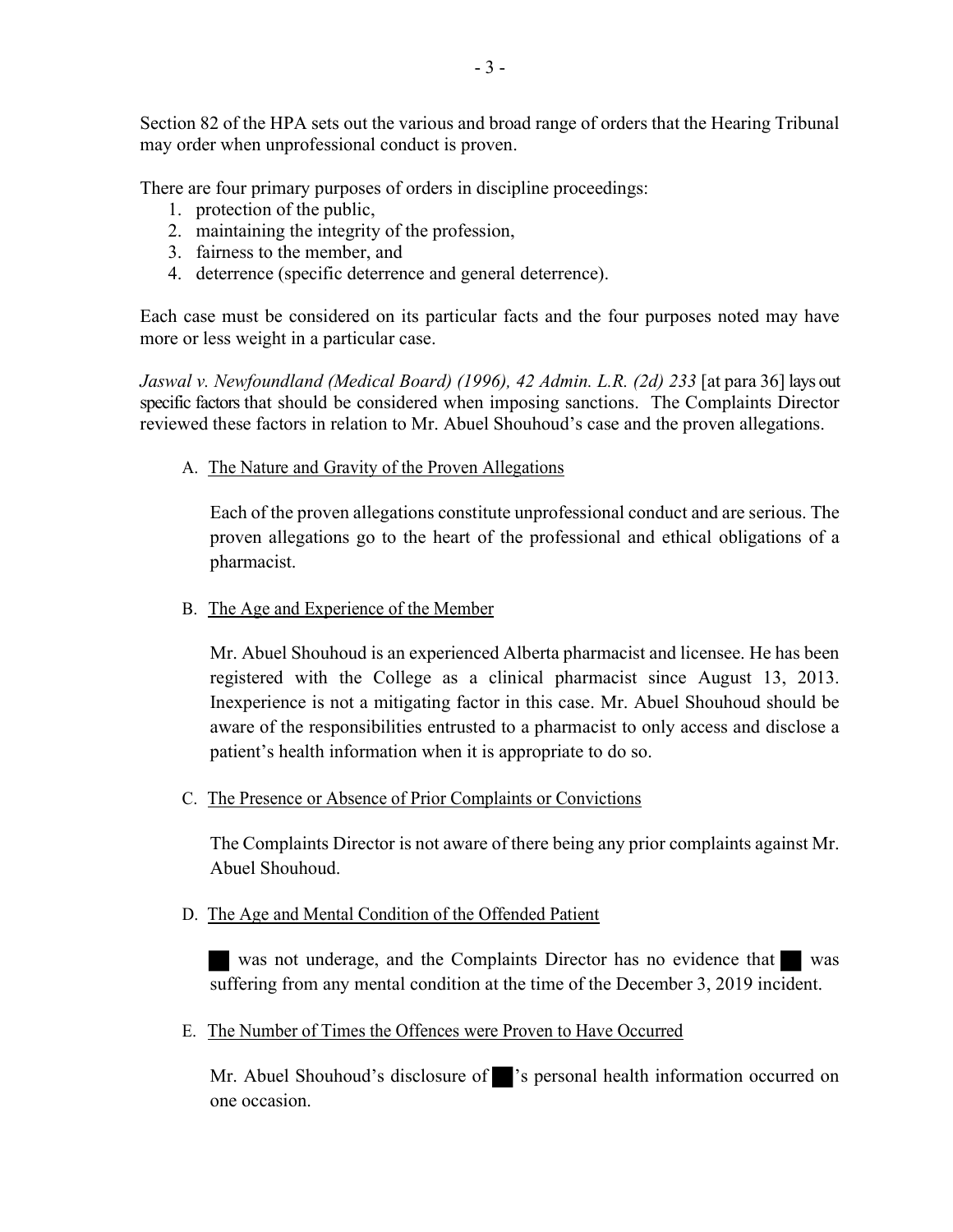Section 82 of the HPA sets out the various and broad range of orders that the Hearing Tribunal may order when unprofessional conduct is proven.

There are four primary purposes of orders in discipline proceedings:

1. protection of the public,
2. maintaining the integrity of the profession,
3. fairness to the member, and
4. deterrence (specific deterrence and general deterrence).

Each case must be considered on its particular facts and the four purposes noted may have more or less weight in a particular case.

*Jaswal v. Newfoundland (Medical Board) (1996), 42 Admin. L.R. (2d) 233* [at para 36] lays out specific factors that should be considered when imposing sanctions. The Complaints Director reviewed these factors in relation to Mr. Abuel Shouhoud's case and the proven allegations.

A. The Nature and Gravity of the Proven Allegations

Each of the proven allegations constitute unprofessional conduct and are serious. The proven allegations go to the heart of the professional and ethical obligations of a pharmacist.

B. The Age and Experience of the Member

Mr. Abuel Shouhoud is an experienced Alberta pharmacist and licensee. He has been registered with the College as a clinical pharmacist since August 13, 2013. Inexperience is not a mitigating factor in this case. Mr. Abuel Shouhoud should be aware of the responsibilities entrusted to a pharmacist to only access and disclose a patient's health information when it is appropriate to do so.

C. The Presence or Absence of Prior Complaints or Convictions

The Complaints Director is not aware of there being any prior complaints against Mr. Abuel Shouhoud.

D. The Age and Mental Condition of the Offended Patient

██ was not underage, and the Complaints Director has no evidence that ██ was suffering from any mental condition at the time of the December 3, 2019 incident.

E. The Number of Times the Offences were Proven to Have Occurred

Mr. Abuel Shouhoud's disclosure of ██'s personal health information occurred on one occasion.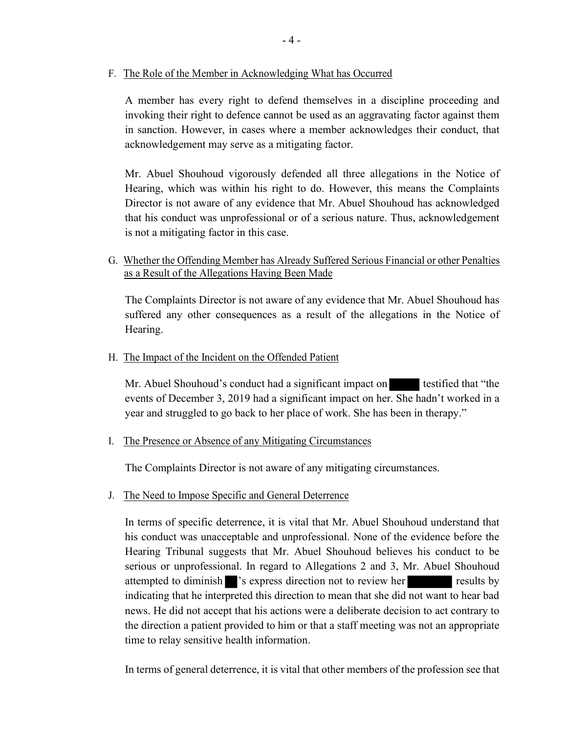### F. The Role of the Member in Acknowledging What has Occurred

A member has every right to defend themselves in a discipline proceeding and invoking their right to defence cannot be used as an aggravating factor against them in sanction. However, in cases where a member acknowledges their conduct, that acknowledgement may serve as a mitigating factor.

Mr. Abuel Shouhoud vigorously defended all three allegations in the Notice of Hearing, which was within his right to do. However, this means the Complaints Director is not aware of any evidence that Mr. Abuel Shouhoud has acknowledged that his conduct was unprofessional or of a serious nature. Thus, acknowledgement is not a mitigating factor in this case.

### G. Whether the Offending Member has Already Suffered Serious Financial or other Penalties as a Result of the Allegations Having Been Made

The Complaints Director is not aware of any evidence that Mr. Abuel Shouhoud has suffered any other consequences as a result of the allegations in the Notice of Hearing.

### H. The Impact of the Incident on the Offended Patient

Mr. Abuel Shouhoud's conduct had a significant impact on ████ testified that "the events of December 3, 2019 had a significant impact on her. She hadn't worked in a year and struggled to go back to her place of work. She has been in therapy."

### I. The Presence or Absence of any Mitigating Circumstances

The Complaints Director is not aware of any mitigating circumstances.

### J. The Need to Impose Specific and General Deterrence

In terms of specific deterrence, it is vital that Mr. Abuel Shouhoud understand that his conduct was unacceptable and unprofessional. None of the evidence before the Hearing Tribunal suggests that Mr. Abuel Shouhoud believes his conduct to be serious or unprofessional. In regard to Allegations 2 and 3, Mr. Abuel Shouhoud attempted to diminish ██'s express direction not to review her ██████ results by indicating that he interpreted this direction to mean that she did not want to hear bad news. He did not accept that his actions were a deliberate decision to act contrary to the direction a patient provided to him or that a staff meeting was not an appropriate time to relay sensitive health information.

In terms of general deterrence, it is vital that other members of the profession see that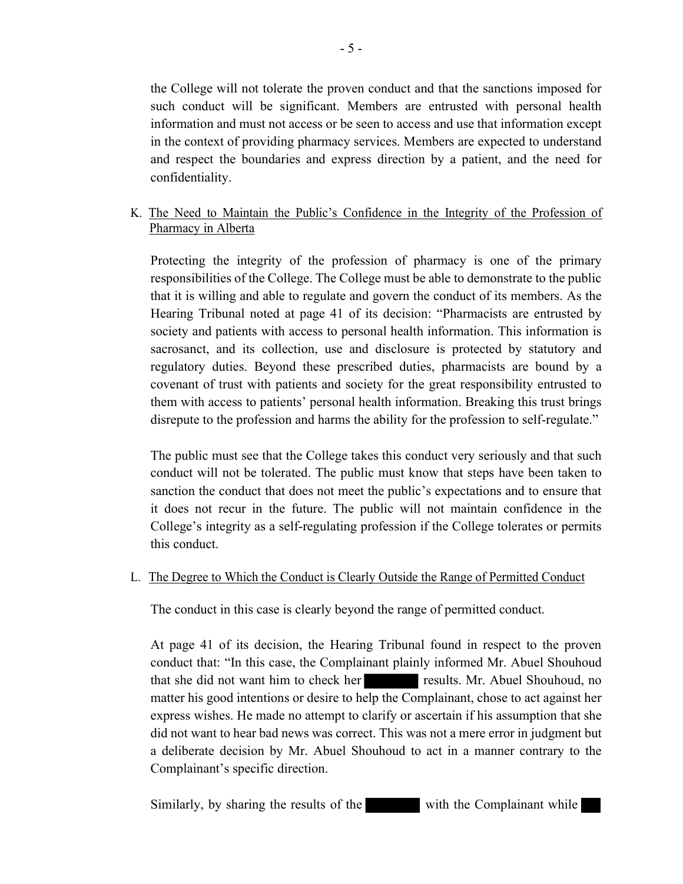the College will not tolerate the proven conduct and that the sanctions imposed for such conduct will be significant. Members are entrusted with personal health information and must not access or be seen to access and use that information except in the context of providing pharmacy services. Members are expected to understand and respect the boundaries and express direction by a patient, and the need for confidentiality.

K. The Need to Maintain the Public's Confidence in the Integrity of the Profession of Pharmacy in Alberta

Protecting the integrity of the profession of pharmacy is one of the primary responsibilities of the College. The College must be able to demonstrate to the public that it is willing and able to regulate and govern the conduct of its members. As the Hearing Tribunal noted at page 41 of its decision: "Pharmacists are entrusted by society and patients with access to personal health information. This information is sacrosanct, and its collection, use and disclosure is protected by statutory and regulatory duties. Beyond these prescribed duties, pharmacists are bound by a covenant of trust with patients and society for the great responsibility entrusted to them with access to patients' personal health information. Breaking this trust brings disrepute to the profession and harms the ability for the profession to self-regulate."

The public must see that the College takes this conduct very seriously and that such conduct will not be tolerated. The public must know that steps have been taken to sanction the conduct that does not meet the public's expectations and to ensure that it does not recur in the future. The public will not maintain confidence in the College's integrity as a self-regulating profession if the College tolerates or permits this conduct.

L. The Degree to Which the Conduct is Clearly Outside the Range of Permitted Conduct

The conduct in this case is clearly beyond the range of permitted conduct.

At page 41 of its decision, the Hearing Tribunal found in respect to the proven conduct that: "In this case, the Complainant plainly informed Mr. Abuel Shouhoud that she did not want him to check her [redacted] results. Mr. Abuel Shouhoud, no matter his good intentions or desire to help the Complainant, chose to act against her express wishes. He made no attempt to clarify or ascertain if his assumption that she did not want to hear bad news was correct. This was not a mere error in judgment but a deliberate decision by Mr. Abuel Shouhoud to act in a manner contrary to the Complainant's specific direction.

Similarly, by sharing the results of the [redacted] with the Complainant while [redacted]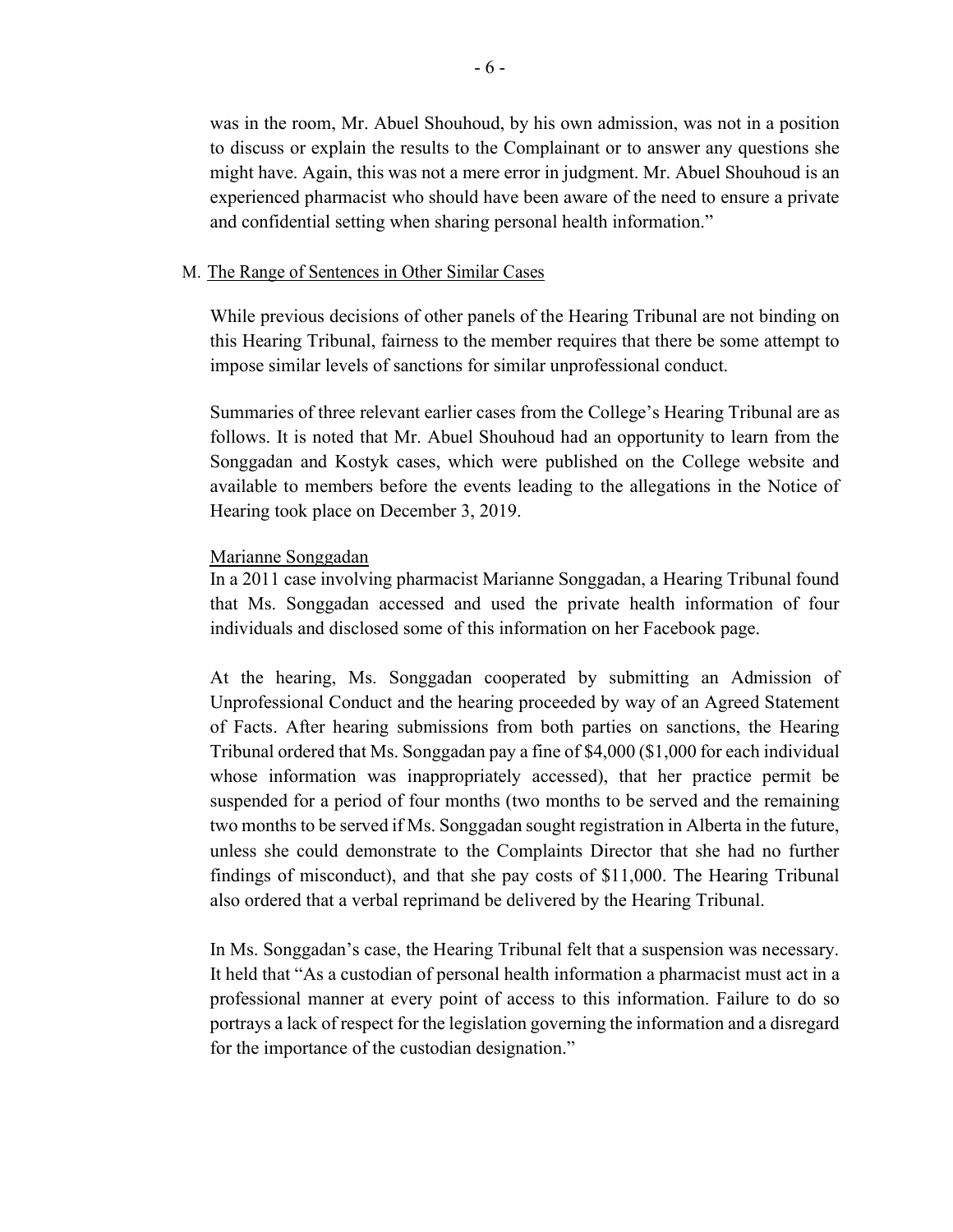was in the room, Mr. Abuel Shouhoud, by his own admission, was not in a position to discuss or explain the results to the Complainant or to answer any questions she might have. Again, this was not a mere error in judgment. Mr. Abuel Shouhoud is an experienced pharmacist who should have been aware of the need to ensure a private and confidential setting when sharing personal health information."

M. <u>The Range of Sentences in Other Similar Cases</u>

While previous decisions of other panels of the Hearing Tribunal are not binding on this Hearing Tribunal, fairness to the member requires that there be some attempt to impose similar levels of sanctions for similar unprofessional conduct.

Summaries of three relevant earlier cases from the College's Hearing Tribunal are as follows. It is noted that Mr. Abuel Shouhoud had an opportunity to learn from the Songgadan and Kostyk cases, which were published on the College website and available to members before the events leading to the allegations in the Notice of Hearing took place on December 3, 2019.

<u>Marianne Songgadan</u>

In a 2011 case involving pharmacist Marianne Songgadan, a Hearing Tribunal found that Ms. Songgadan accessed and used the private health information of four individuals and disclosed some of this information on her Facebook page.

At the hearing, Ms. Songgadan cooperated by submitting an Admission of Unprofessional Conduct and the hearing proceeded by way of an Agreed Statement of Facts. After hearing submissions from both parties on sanctions, the Hearing Tribunal ordered that Ms. Songgadan pay a fine of $4,000 ($1,000 for each individual whose information was inappropriately accessed), that her practice permit be suspended for a period of four months (two months to be served and the remaining two months to be served if Ms. Songgadan sought registration in Alberta in the future, unless she could demonstrate to the Complaints Director that she had no further findings of misconduct), and that she pay costs of $11,000. The Hearing Tribunal also ordered that a verbal reprimand be delivered by the Hearing Tribunal.

In Ms. Songgadan's case, the Hearing Tribunal felt that a suspension was necessary. It held that "As a custodian of personal health information a pharmacist must act in a professional manner at every point of access to this information. Failure to do so portrays a lack of respect for the legislation governing the information and a disregard for the importance of the custodian designation."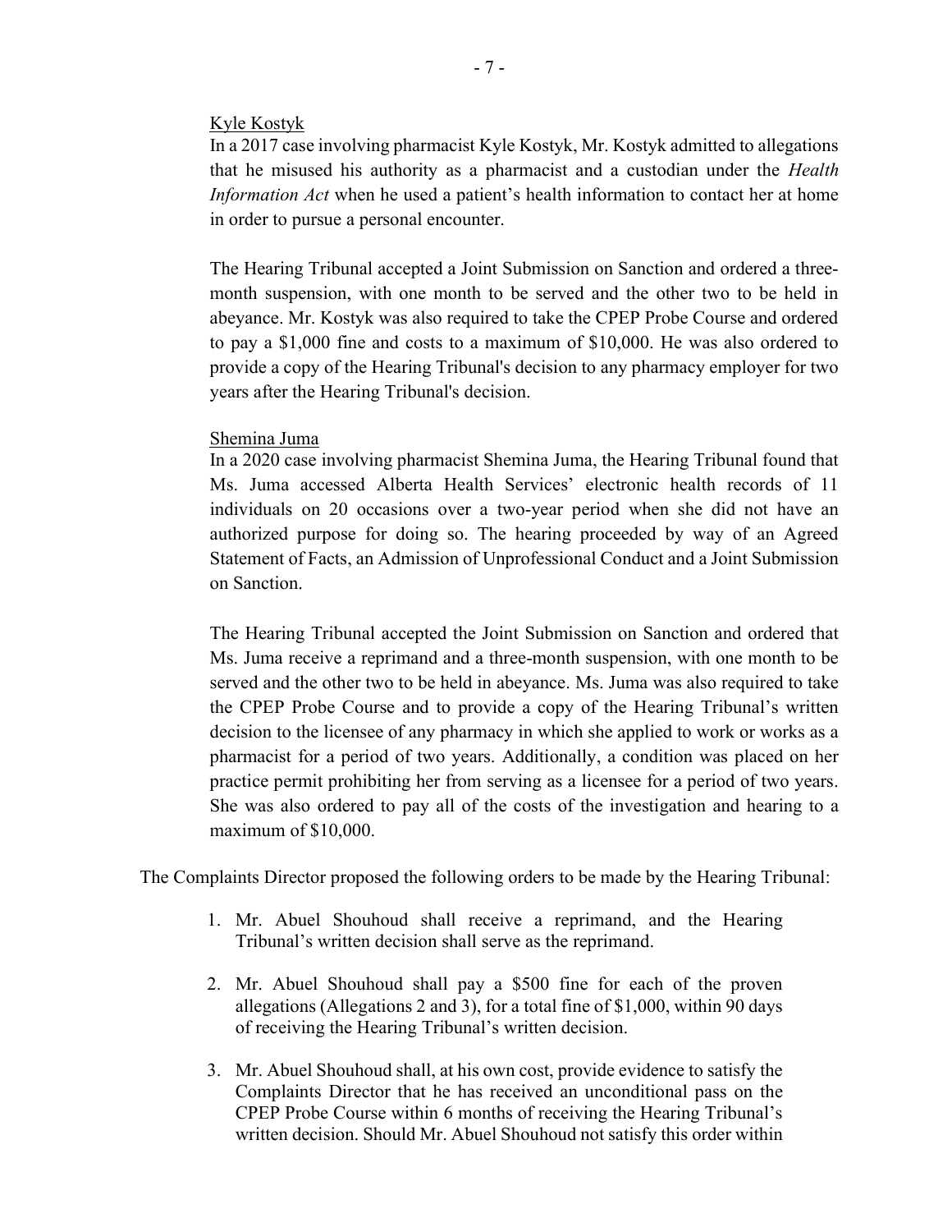<u>Kyle Kostyk</u>

In a 2017 case involving pharmacist Kyle Kostyk, Mr. Kostyk admitted to allegations that he misused his authority as a pharmacist and a custodian under the *Health Information Act* when he used a patient's health information to contact her at home in order to pursue a personal encounter.

The Hearing Tribunal accepted a Joint Submission on Sanction and ordered a three-month suspension, with one month to be served and the other two to be held in abeyance. Mr. Kostyk was also required to take the CPEP Probe Course and ordered to pay a $1,000 fine and costs to a maximum of $10,000. He was also ordered to provide a copy of the Hearing Tribunal's decision to any pharmacy employer for two years after the Hearing Tribunal's decision.

<u>Shemina Juma</u>

In a 2020 case involving pharmacist Shemina Juma, the Hearing Tribunal found that Ms. Juma accessed Alberta Health Services' electronic health records of 11 individuals on 20 occasions over a two-year period when she did not have an authorized purpose for doing so. The hearing proceeded by way of an Agreed Statement of Facts, an Admission of Unprofessional Conduct and a Joint Submission on Sanction.

The Hearing Tribunal accepted the Joint Submission on Sanction and ordered that Ms. Juma receive a reprimand and a three-month suspension, with one month to be served and the other two to be held in abeyance. Ms. Juma was also required to take the CPEP Probe Course and to provide a copy of the Hearing Tribunal's written decision to the licensee of any pharmacy in which she applied to work or works as a pharmacist for a period of two years. Additionally, a condition was placed on her practice permit prohibiting her from serving as a licensee for a period of two years. She was also ordered to pay all of the costs of the investigation and hearing to a maximum of $10,000.

The Complaints Director proposed the following orders to be made by the Hearing Tribunal:

1. Mr. Abuel Shouhoud shall receive a reprimand, and the Hearing Tribunal's written decision shall serve as the reprimand.
2. Mr. Abuel Shouhoud shall pay a $500 fine for each of the proven allegations (Allegations 2 and 3), for a total fine of $1,000, within 90 days of receiving the Hearing Tribunal's written decision.
3. Mr. Abuel Shouhoud shall, at his own cost, provide evidence to satisfy the Complaints Director that he has received an unconditional pass on the CPEP Probe Course within 6 months of receiving the Hearing Tribunal's written decision. Should Mr. Abuel Shouhoud not satisfy this order within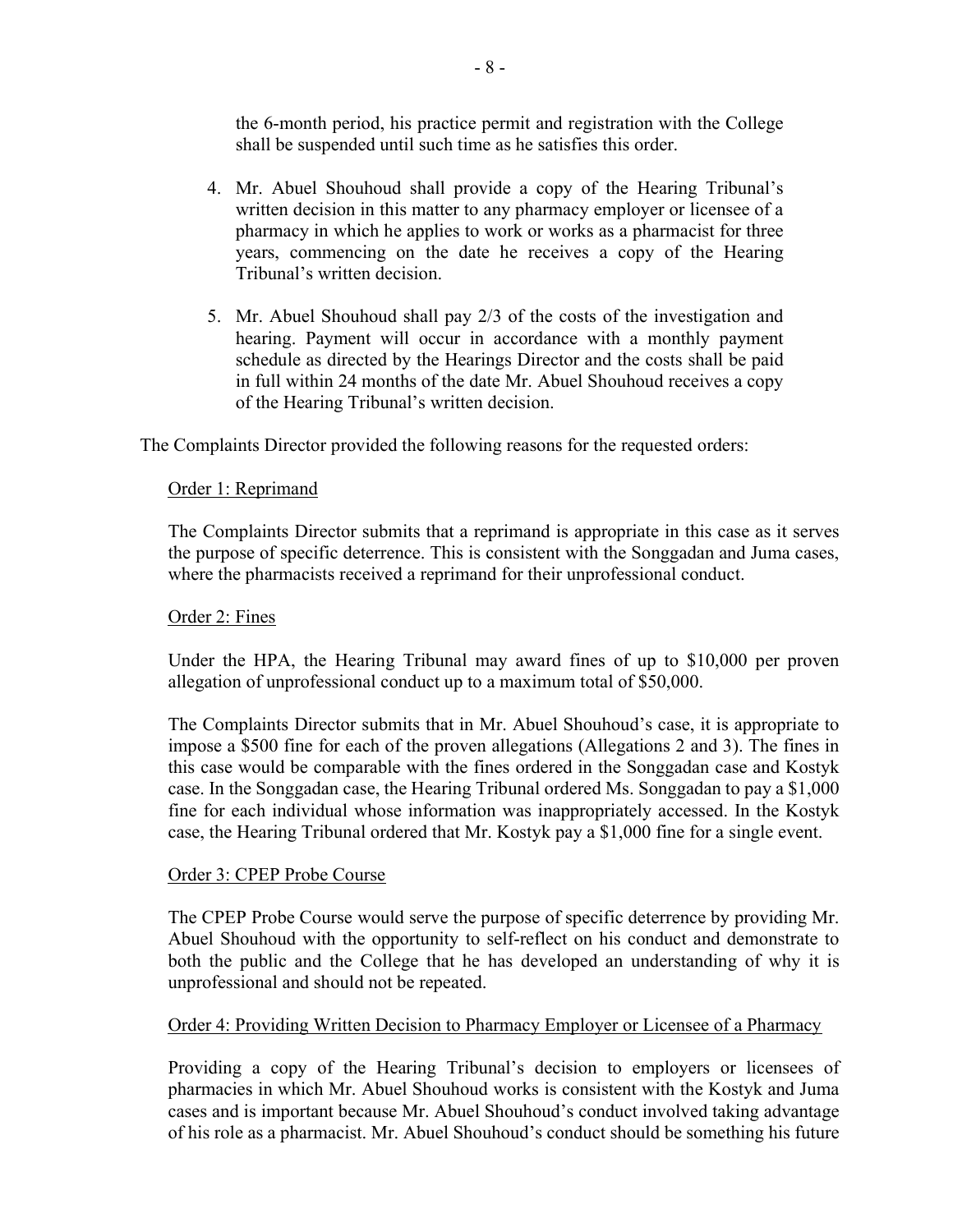the 6-month period, his practice permit and registration with the College shall be suspended until such time as he satisfies this order.

4. Mr. Abuel Shouhoud shall provide a copy of the Hearing Tribunal's written decision in this matter to any pharmacy employer or licensee of a pharmacy in which he applies to work or works as a pharmacist for three years, commencing on the date he receives a copy of the Hearing Tribunal's written decision.

5. Mr. Abuel Shouhoud shall pay 2/3 of the costs of the investigation and hearing. Payment will occur in accordance with a monthly payment schedule as directed by the Hearings Director and the costs shall be paid in full within 24 months of the date Mr. Abuel Shouhoud receives a copy of the Hearing Tribunal's written decision.

The Complaints Director provided the following reasons for the requested orders:

Order 1: Reprimand

The Complaints Director submits that a reprimand is appropriate in this case as it serves the purpose of specific deterrence. This is consistent with the Songgadan and Juma cases, where the pharmacists received a reprimand for their unprofessional conduct.

Order 2: Fines

Under the HPA, the Hearing Tribunal may award fines of up to $10,000 per proven allegation of unprofessional conduct up to a maximum total of $50,000.

The Complaints Director submits that in Mr. Abuel Shouhoud's case, it is appropriate to impose a $500 fine for each of the proven allegations (Allegations 2 and 3). The fines in this case would be comparable with the fines ordered in the Songgadan case and Kostyk case. In the Songgadan case, the Hearing Tribunal ordered Ms. Songgadan to pay a $1,000 fine for each individual whose information was inappropriately accessed. In the Kostyk case, the Hearing Tribunal ordered that Mr. Kostyk pay a $1,000 fine for a single event.

Order 3: CPEP Probe Course

The CPEP Probe Course would serve the purpose of specific deterrence by providing Mr. Abuel Shouhoud with the opportunity to self-reflect on his conduct and demonstrate to both the public and the College that he has developed an understanding of why it is unprofessional and should not be repeated.

Order 4: Providing Written Decision to Pharmacy Employer or Licensee of a Pharmacy

Providing a copy of the Hearing Tribunal's decision to employers or licensees of pharmacies in which Mr. Abuel Shouhoud works is consistent with the Kostyk and Juma cases and is important because Mr. Abuel Shouhoud's conduct involved taking advantage of his role as a pharmacist. Mr. Abuel Shouhoud's conduct should be something his future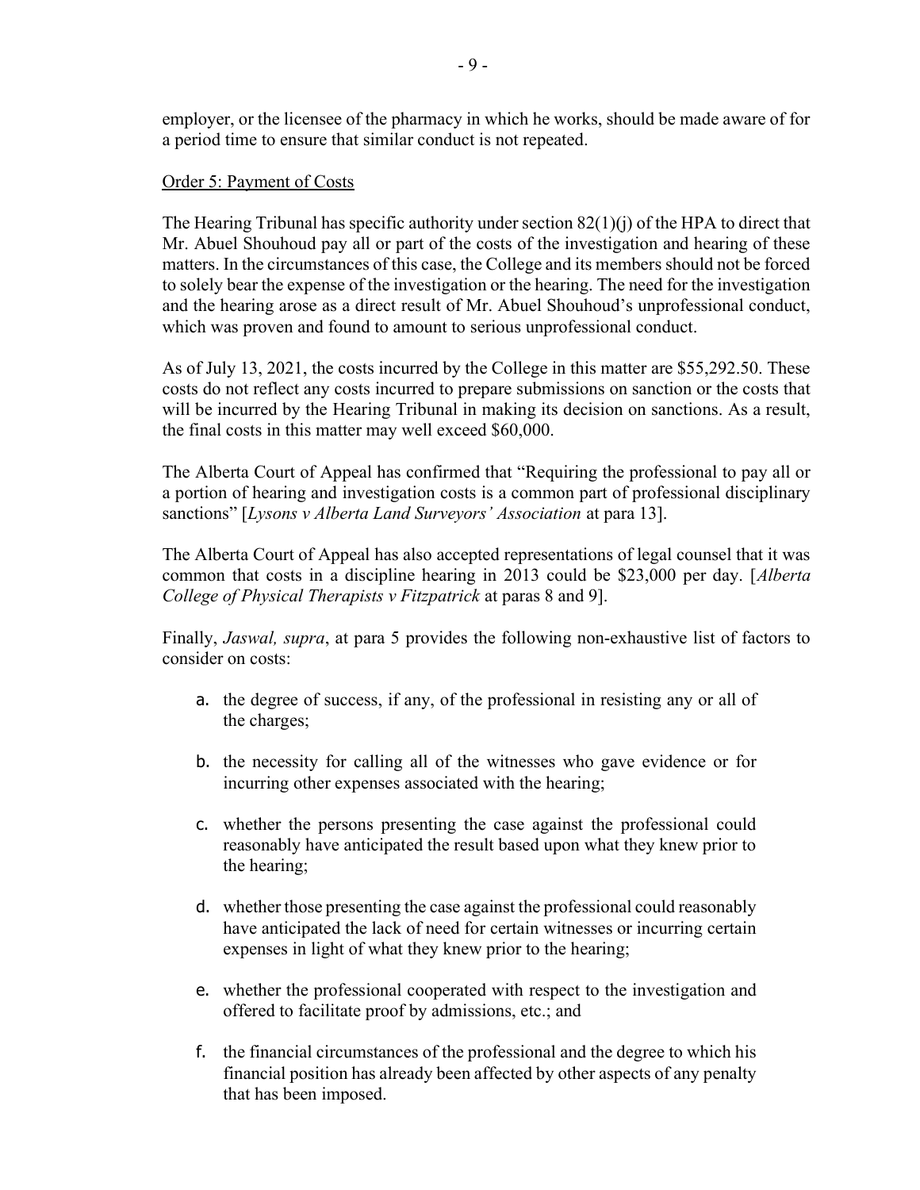employer, or the licensee of the pharmacy in which he works, should be made aware of for a period time to ensure that similar conduct is not repeated.

Order 5: Payment of Costs

The Hearing Tribunal has specific authority under section 82(1)(j) of the HPA to direct that Mr. Abuel Shouhoud pay all or part of the costs of the investigation and hearing of these matters. In the circumstances of this case, the College and its members should not be forced to solely bear the expense of the investigation or the hearing. The need for the investigation and the hearing arose as a direct result of Mr. Abuel Shouhoud's unprofessional conduct, which was proven and found to amount to serious unprofessional conduct.

As of July 13, 2021, the costs incurred by the College in this matter are $55,292.50. These costs do not reflect any costs incurred to prepare submissions on sanction or the costs that will be incurred by the Hearing Tribunal in making its decision on sanctions. As a result, the final costs in this matter may well exceed $60,000.

The Alberta Court of Appeal has confirmed that "Requiring the professional to pay all or a portion of hearing and investigation costs is a common part of professional disciplinary sanctions" [*Lysons v Alberta Land Surveyors' Association* at para 13].

The Alberta Court of Appeal has also accepted representations of legal counsel that it was common that costs in a discipline hearing in 2013 could be $23,000 per day. [*Alberta College of Physical Therapists v Fitzpatrick* at paras 8 and 9].

Finally, *Jaswal, supra*, at para 5 provides the following non-exhaustive list of factors to consider on costs:

a. the degree of success, if any, of the professional in resisting any or all of the charges;

b. the necessity for calling all of the witnesses who gave evidence or for incurring other expenses associated with the hearing;

c. whether the persons presenting the case against the professional could reasonably have anticipated the result based upon what they knew prior to the hearing;

d. whether those presenting the case against the professional could reasonably have anticipated the lack of need for certain witnesses or incurring certain expenses in light of what they knew prior to the hearing;

e. whether the professional cooperated with respect to the investigation and offered to facilitate proof by admissions, etc.; and

f. the financial circumstances of the professional and the degree to which his financial position has already been affected by other aspects of any penalty that has been imposed.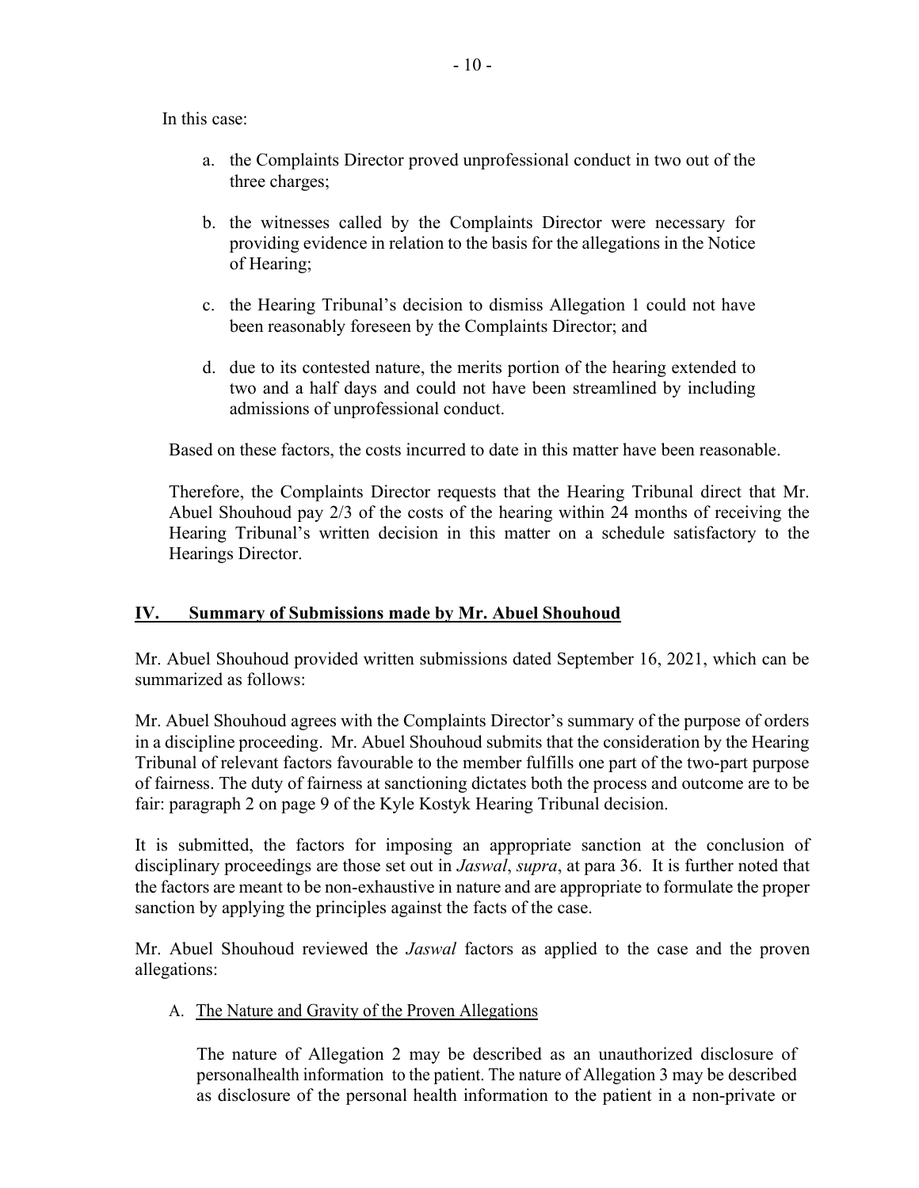In this case:

a. the Complaints Director proved unprofessional conduct in two out of the three charges;

b. the witnesses called by the Complaints Director were necessary for providing evidence in relation to the basis for the allegations in the Notice of Hearing;

c. the Hearing Tribunal's decision to dismiss Allegation 1 could not have been reasonably foreseen by the Complaints Director; and

d. due to its contested nature, the merits portion of the hearing extended to two and a half days and could not have been streamlined by including admissions of unprofessional conduct.

Based on these factors, the costs incurred to date in this matter have been reasonable.

Therefore, the Complaints Director requests that the Hearing Tribunal direct that Mr. Abuel Shouhoud pay 2/3 of the costs of the hearing within 24 months of receiving the Hearing Tribunal's written decision in this matter on a schedule satisfactory to the Hearings Director.

## IV. Summary of Submissions made by Mr. Abuel Shouhoud

Mr. Abuel Shouhoud provided written submissions dated September 16, 2021, which can be summarized as follows:

Mr. Abuel Shouhoud agrees with the Complaints Director's summary of the purpose of orders in a discipline proceeding. Mr. Abuel Shouhoud submits that the consideration by the Hearing Tribunal of relevant factors favourable to the member fulfills one part of the two-part purpose of fairness. The duty of fairness at sanctioning dictates both the process and outcome are to be fair: paragraph 2 on page 9 of the Kyle Kostyk Hearing Tribunal decision.

It is submitted, the factors for imposing an appropriate sanction at the conclusion of disciplinary proceedings are those set out in *Jaswal*, *supra*, at para 36. It is further noted that the factors are meant to be non-exhaustive in nature and are appropriate to formulate the proper sanction by applying the principles against the facts of the case.

Mr. Abuel Shouhoud reviewed the *Jaswal* factors as applied to the case and the proven allegations:

A. The Nature and Gravity of the Proven Allegations

The nature of Allegation 2 may be described as an unauthorized disclosure of personalhealth information to the patient. The nature of Allegation 3 may be described as disclosure of the personal health information to the patient in a non-private or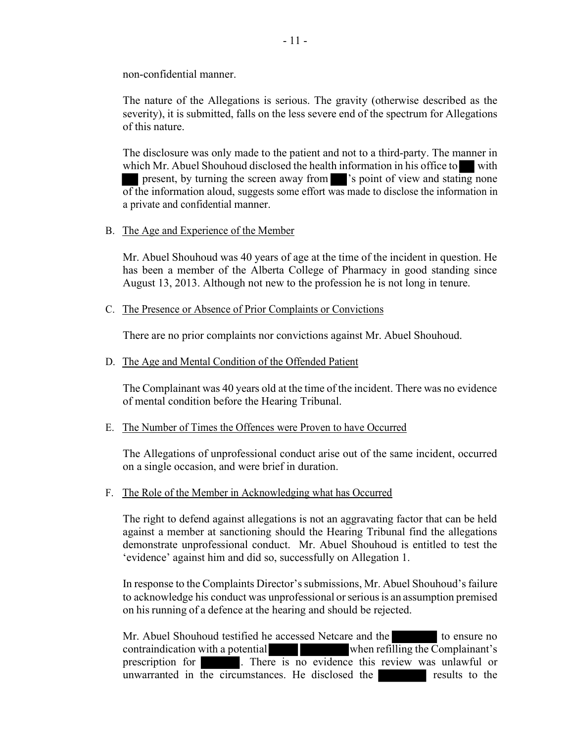non-confidential manner.

The nature of the Allegations is serious. The gravity (otherwise described as the severity), it is submitted, falls on the less severe end of the spectrum for Allegations of this nature.

The disclosure was only made to the patient and not to a third-party. The manner in which Mr. Abuel Shouhoud disclosed the health information in his office to ███ with ███ present, by turning the screen away from ███'s point of view and stating none of the information aloud, suggests some effort was made to disclose the information in a private and confidential manner.

B. The Age and Experience of the Member

Mr. Abuel Shouhoud was 40 years of age at the time of the incident in question. He has been a member of the Alberta College of Pharmacy in good standing since August 13, 2013. Although not new to the profession he is not long in tenure.

C. The Presence or Absence of Prior Complaints or Convictions

There are no prior complaints nor convictions against Mr. Abuel Shouhoud.

D. The Age and Mental Condition of the Offended Patient

The Complainant was 40 years old at the time of the incident. There was no evidence of mental condition before the Hearing Tribunal.

E. The Number of Times the Offences were Proven to have Occurred

The Allegations of unprofessional conduct arise out of the same incident, occurred on a single occasion, and were brief in duration.

F. The Role of the Member in Acknowledging what has Occurred

The right to defend against allegations is not an aggravating factor that can be held against a member at sanctioning should the Hearing Tribunal find the allegations demonstrate unprofessional conduct. Mr. Abuel Shouhoud is entitled to test the 'evidence' against him and did so, successfully on Allegation 1.

In response to the Complaints Director's submissions, Mr. Abuel Shouhoud's failure to acknowledge his conduct was unprofessional or serious is an assumption premised on his running of a defence at the hearing and should be rejected.

Mr. Abuel Shouhoud testified he accessed Netcare and the ███ to ensure no contraindication with a potential ███ ███ when refilling the Complainant's prescription for ███. There is no evidence this review was unlawful or unwarranted in the circumstances. He disclosed the ███ results to the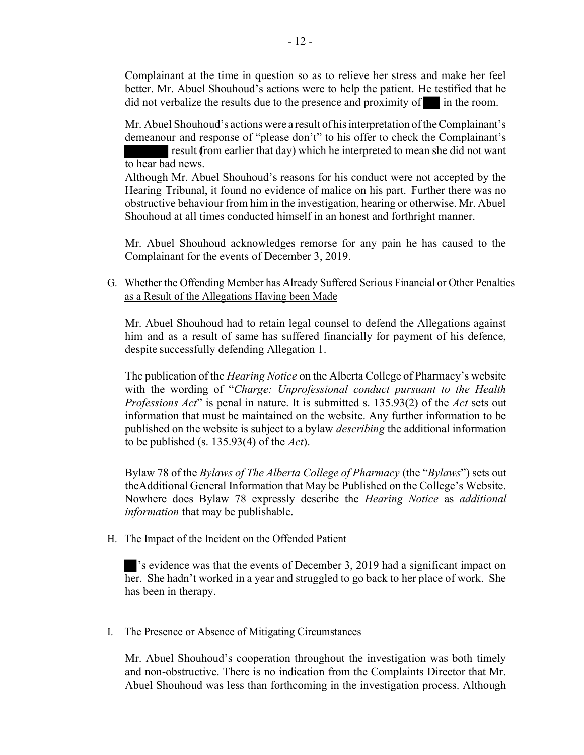Complainant at the time in question so as to relieve her stress and make her feel better. Mr. Abuel Shouhoud's actions were to help the patient. He testified that he did not verbalize the results due to the presence and proximity of ███ in the room.

Mr. Abuel Shouhoud's actions were a result of his interpretation of the Complainant's demeanour and response of "please don't" to his offer to check the Complainant's ███████ result (from earlier that day) which he interpreted to mean she did not want to hear bad news.

Although Mr. Abuel Shouhoud's reasons for his conduct were not accepted by the Hearing Tribunal, it found no evidence of malice on his part. Further there was no obstructive behaviour from him in the investigation, hearing or otherwise. Mr. Abuel Shouhoud at all times conducted himself in an honest and forthright manner.

Mr. Abuel Shouhoud acknowledges remorse for any pain he has caused to the Complainant for the events of December 3, 2019.

G. <u>Whether the Offending Member has Already Suffered Serious Financial or Other Penalties as a Result of the Allegations Having been Made</u>

Mr. Abuel Shouhoud had to retain legal counsel to defend the Allegations against him and as a result of same has suffered financially for payment of his defence, despite successfully defending Allegation 1.

The publication of the *Hearing Notice* on the Alberta College of Pharmacy's website with the wording of "*Charge: Unprofessional conduct pursuant to the Health Professions Act*" is penal in nature. It is submitted s. 135.93(2) of the *Act* sets out information that must be maintained on the website. Any further information to be published on the website is subject to a bylaw *describing* the additional information to be published (s. 135.93(4) of the *Act*).

Bylaw 78 of the *Bylaws of The Alberta College of Pharmacy* (the "*Bylaws*") sets out theAdditional General Information that May be Published on the College's Website. Nowhere does Bylaw 78 expressly describe the *Hearing Notice* as *additional information* that may be publishable.

H. <u>The Impact of the Incident on the Offended Patient</u>

███'s evidence was that the events of December 3, 2019 had a significant impact on her. She hadn't worked in a year and struggled to go back to her place of work. She has been in therapy.

I. <u>The Presence or Absence of Mitigating Circumstances</u>

Mr. Abuel Shouhoud's cooperation throughout the investigation was both timely and non-obstructive. There is no indication from the Complaints Director that Mr. Abuel Shouhoud was less than forthcoming in the investigation process. Although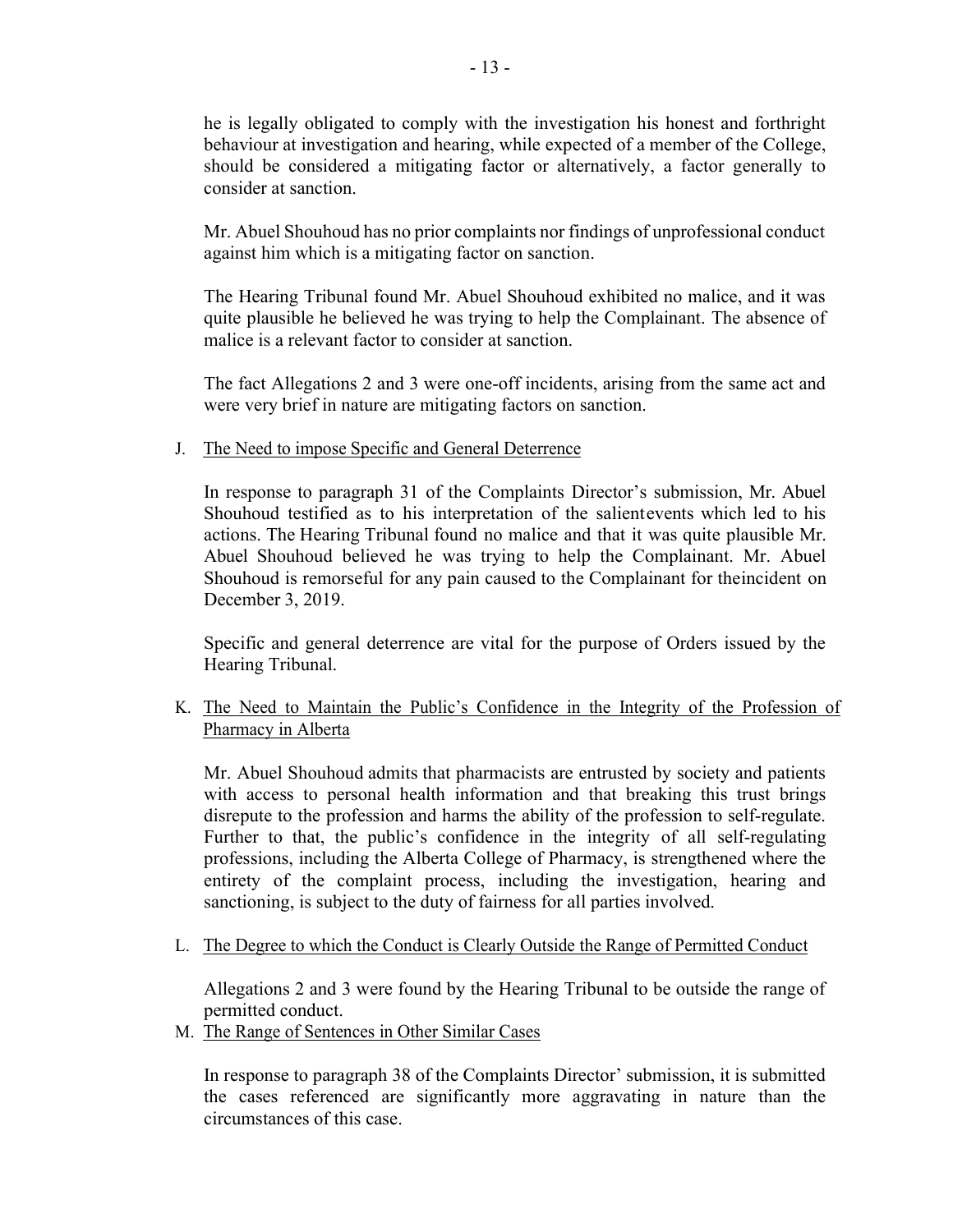he is legally obligated to comply with the investigation his honest and forthright behaviour at investigation and hearing, while expected of a member of the College, should be considered a mitigating factor or alternatively, a factor generally to consider at sanction.

Mr. Abuel Shouhoud has no prior complaints nor findings of unprofessional conduct against him which is a mitigating factor on sanction.

The Hearing Tribunal found Mr. Abuel Shouhoud exhibited no malice, and it was quite plausible he believed he was trying to help the Complainant. The absence of malice is a relevant factor to consider at sanction.

The fact Allegations 2 and 3 were one-off incidents, arising from the same act and were very brief in nature are mitigating factors on sanction.

J. The Need to impose Specific and General Deterrence

In response to paragraph 31 of the Complaints Director's submission, Mr. Abuel Shouhoud testified as to his interpretation of the salientevents which led to his actions. The Hearing Tribunal found no malice and that it was quite plausible Mr. Abuel Shouhoud believed he was trying to help the Complainant. Mr. Abuel Shouhoud is remorseful for any pain caused to the Complainant for theincident on December 3, 2019.

Specific and general deterrence are vital for the purpose of Orders issued by the Hearing Tribunal.

K. The Need to Maintain the Public's Confidence in the Integrity of the Profession of Pharmacy in Alberta

Mr. Abuel Shouhoud admits that pharmacists are entrusted by society and patients with access to personal health information and that breaking this trust brings disrepute to the profession and harms the ability of the profession to self-regulate. Further to that, the public's confidence in the integrity of all self-regulating professions, including the Alberta College of Pharmacy, is strengthened where the entirety of the complaint process, including the investigation, hearing and sanctioning, is subject to the duty of fairness for all parties involved.

L. The Degree to which the Conduct is Clearly Outside the Range of Permitted Conduct

Allegations 2 and 3 were found by the Hearing Tribunal to be outside the range of permitted conduct.

M. The Range of Sentences in Other Similar Cases

In response to paragraph 38 of the Complaints Director' submission, it is submitted the cases referenced are significantly more aggravating in nature than the circumstances of this case.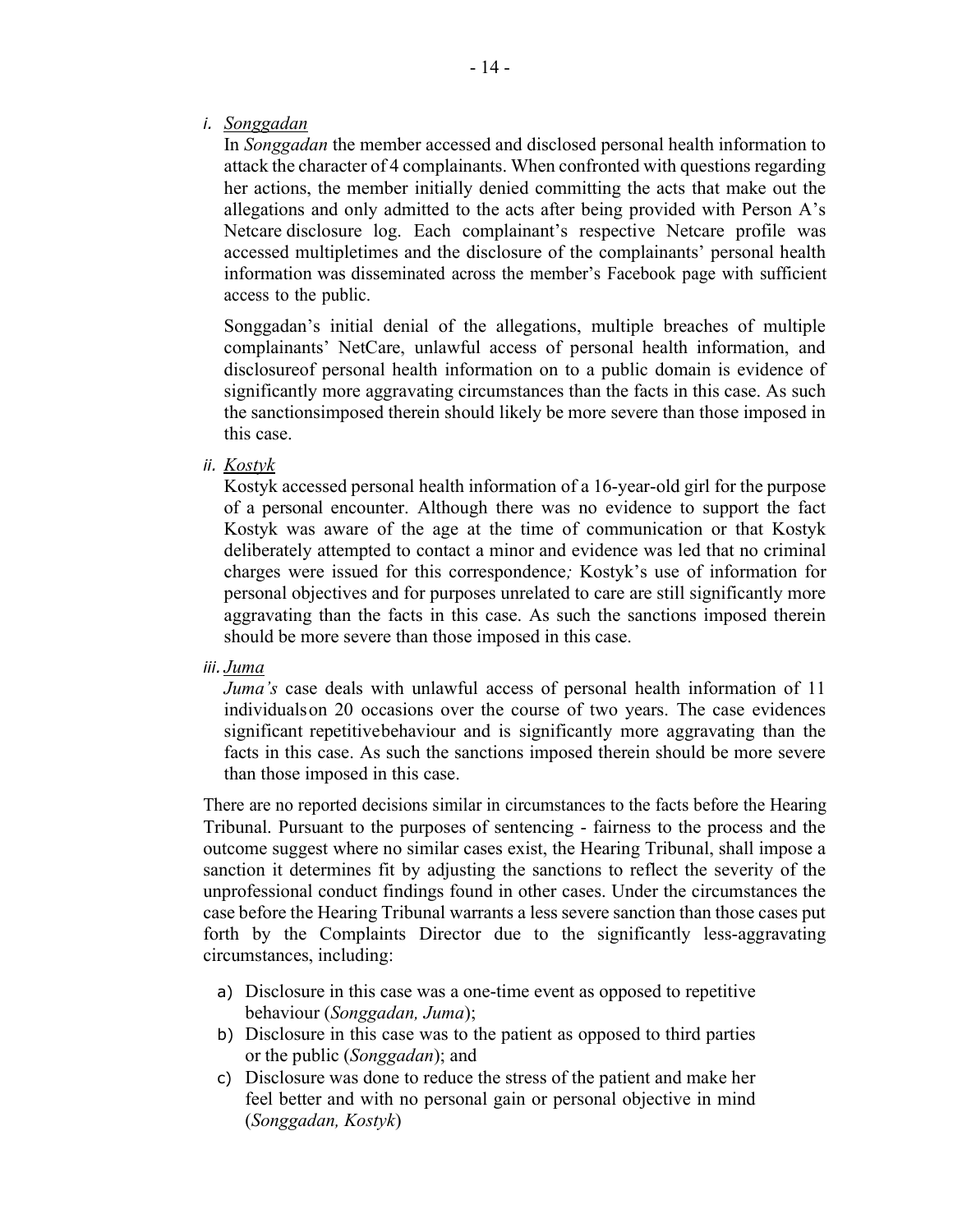*i.* Songgadan

In *Songgadan* the member accessed and disclosed personal health information to attack the character of 4 complainants. When confronted with questions regarding her actions, the member initially denied committing the acts that make out the allegations and only admitted to the acts after being provided with Person A's Netcare disclosure log. Each complainant's respective Netcare profile was accessed multipletimes and the disclosure of the complainants' personal health information was disseminated across the member's Facebook page with sufficient access to the public.

Songgadan's initial denial of the allegations, multiple breaches of multiple complainants' NetCare, unlawful access of personal health information, and disclosureof personal health information on to a public domain is evidence of significantly more aggravating circumstances than the facts in this case. As such the sanctionsimposed therein should likely be more severe than those imposed in this case.

*ii.* Kostyk

Kostyk accessed personal health information of a 16-year-old girl for the purpose of a personal encounter. Although there was no evidence to support the fact Kostyk was aware of the age at the time of communication or that Kostyk deliberately attempted to contact a minor and evidence was led that no criminal charges were issued for this correspondence*;* Kostyk's use of information for personal objectives and for purposes unrelated to care are still significantly more aggravating than the facts in this case. As such the sanctions imposed therein should be more severe than those imposed in this case.

*iii.* *Juma*

*Juma's* case deals with unlawful access of personal health information of 11 individualson 20 occasions over the course of two years. The case evidences significant repetitivebehaviour and is significantly more aggravating than the facts in this case. As such the sanctions imposed therein should be more severe than those imposed in this case.

There are no reported decisions similar in circumstances to the facts before the Hearing Tribunal. Pursuant to the purposes of sentencing - fairness to the process and the outcome suggest where no similar cases exist, the Hearing Tribunal, shall impose a sanction it determines fit by adjusting the sanctions to reflect the severity of the unprofessional conduct findings found in other cases. Under the circumstances the case before the Hearing Tribunal warrants a less severe sanction than those cases put forth by the Complaints Director due to the significantly less-aggravating circumstances, including:

a) Disclosure in this case was a one-time event as opposed to repetitive behaviour (*Songgadan, Juma*);
b) Disclosure in this case was to the patient as opposed to third parties or the public (*Songgadan*); and
c) Disclosure was done to reduce the stress of the patient and make her feel better and with no personal gain or personal objective in mind (*Songgadan, Kostyk*)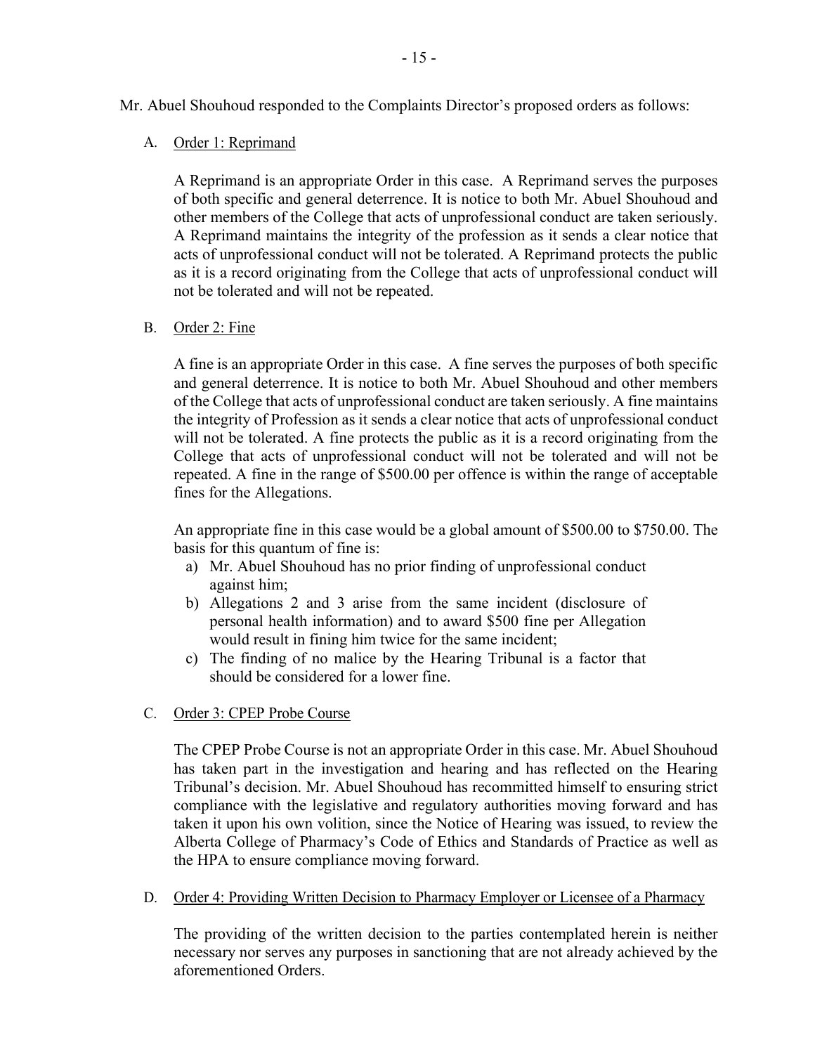Mr. Abuel Shouhoud responded to the Complaints Director's proposed orders as follows:

A. Order 1: Reprimand

A Reprimand is an appropriate Order in this case. A Reprimand serves the purposes of both specific and general deterrence. It is notice to both Mr. Abuel Shouhoud and other members of the College that acts of unprofessional conduct are taken seriously. A Reprimand maintains the integrity of the profession as it sends a clear notice that acts of unprofessional conduct will not be tolerated. A Reprimand protects the public as it is a record originating from the College that acts of unprofessional conduct will not be tolerated and will not be repeated.

B. Order 2: Fine

A fine is an appropriate Order in this case. A fine serves the purposes of both specific and general deterrence. It is notice to both Mr. Abuel Shouhoud and other members of the College that acts of unprofessional conduct are taken seriously. A fine maintains the integrity of Profession as it sends a clear notice that acts of unprofessional conduct will not be tolerated. A fine protects the public as it is a record originating from the College that acts of unprofessional conduct will not be tolerated and will not be repeated. A fine in the range of $500.00 per offence is within the range of acceptable fines for the Allegations.

An appropriate fine in this case would be a global amount of $500.00 to $750.00. The basis for this quantum of fine is:

a) Mr. Abuel Shouhoud has no prior finding of unprofessional conduct against him;
b) Allegations 2 and 3 arise from the same incident (disclosure of personal health information) and to award $500 fine per Allegation would result in fining him twice for the same incident;
c) The finding of no malice by the Hearing Tribunal is a factor that should be considered for a lower fine.

C. Order 3: CPEP Probe Course

The CPEP Probe Course is not an appropriate Order in this case. Mr. Abuel Shouhoud has taken part in the investigation and hearing and has reflected on the Hearing Tribunal's decision. Mr. Abuel Shouhoud has recommitted himself to ensuring strict compliance with the legislative and regulatory authorities moving forward and has taken it upon his own volition, since the Notice of Hearing was issued, to review the Alberta College of Pharmacy's Code of Ethics and Standards of Practice as well as the HPA to ensure compliance moving forward.

D. Order 4: Providing Written Decision to Pharmacy Employer or Licensee of a Pharmacy

The providing of the written decision to the parties contemplated herein is neither necessary nor serves any purposes in sanctioning that are not already achieved by the aforementioned Orders.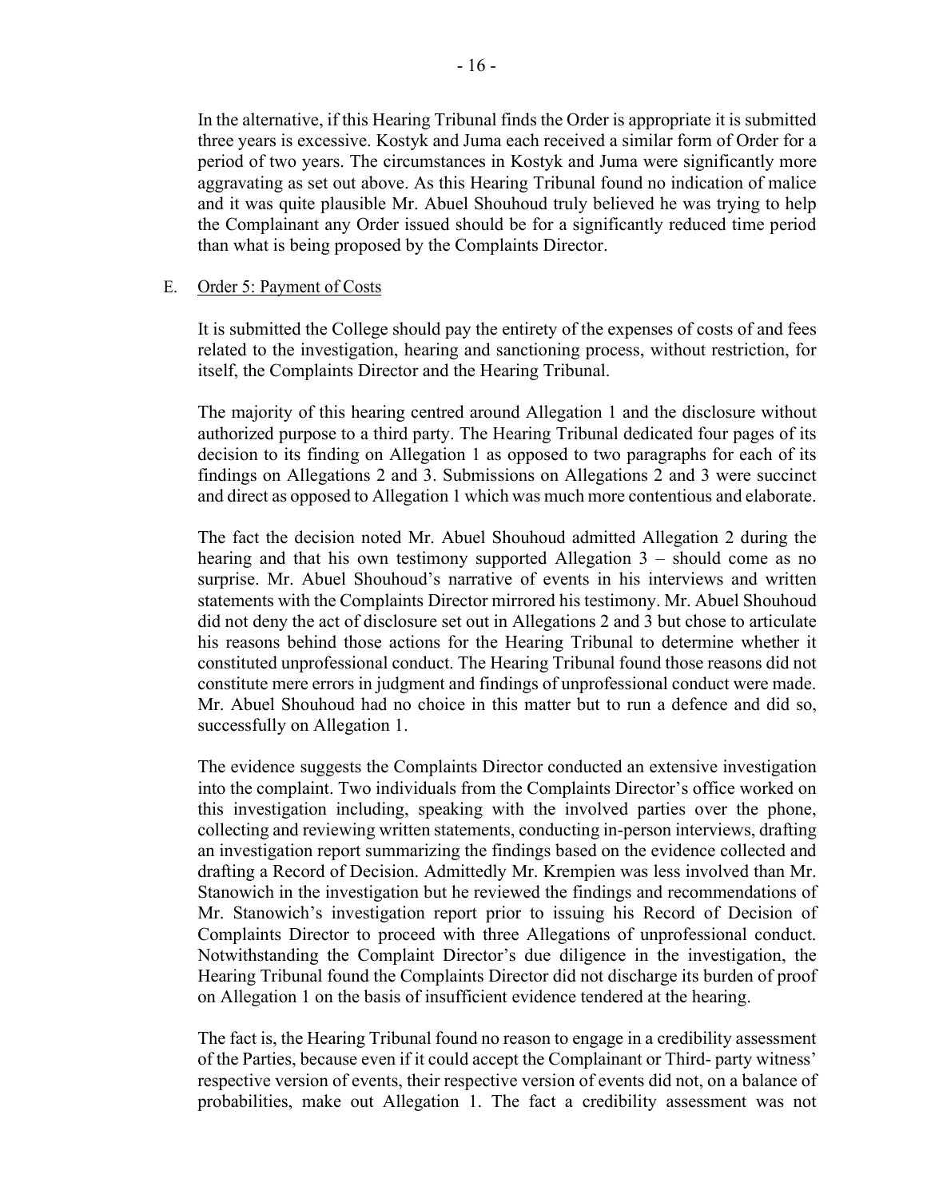In the alternative, if this Hearing Tribunal finds the Order is appropriate it is submitted three years is excessive. Kostyk and Juma each received a similar form of Order for a period of two years. The circumstances in Kostyk and Juma were significantly more aggravating as set out above. As this Hearing Tribunal found no indication of malice and it was quite plausible Mr. Abuel Shouhoud truly believed he was trying to help the Complainant any Order issued should be for a significantly reduced time period than what is being proposed by the Complaints Director.

E. Order 5: Payment of Costs

It is submitted the College should pay the entirety of the expenses of costs of and fees related to the investigation, hearing and sanctioning process, without restriction, for itself, the Complaints Director and the Hearing Tribunal.

The majority of this hearing centred around Allegation 1 and the disclosure without authorized purpose to a third party. The Hearing Tribunal dedicated four pages of its decision to its finding on Allegation 1 as opposed to two paragraphs for each of its findings on Allegations 2 and 3. Submissions on Allegations 2 and 3 were succinct and direct as opposed to Allegation 1 which was much more contentious and elaborate.

The fact the decision noted Mr. Abuel Shouhoud admitted Allegation 2 during the hearing and that his own testimony supported Allegation 3 – should come as no surprise. Mr. Abuel Shouhoud's narrative of events in his interviews and written statements with the Complaints Director mirrored his testimony. Mr. Abuel Shouhoud did not deny the act of disclosure set out in Allegations 2 and 3 but chose to articulate his reasons behind those actions for the Hearing Tribunal to determine whether it constituted unprofessional conduct. The Hearing Tribunal found those reasons did not constitute mere errors in judgment and findings of unprofessional conduct were made. Mr. Abuel Shouhoud had no choice in this matter but to run a defence and did so, successfully on Allegation 1.

The evidence suggests the Complaints Director conducted an extensive investigation into the complaint. Two individuals from the Complaints Director's office worked on this investigation including, speaking with the involved parties over the phone, collecting and reviewing written statements, conducting in-person interviews, drafting an investigation report summarizing the findings based on the evidence collected and drafting a Record of Decision. Admittedly Mr. Krempien was less involved than Mr. Stanowich in the investigation but he reviewed the findings and recommendations of Mr. Stanowich's investigation report prior to issuing his Record of Decision of Complaints Director to proceed with three Allegations of unprofessional conduct. Notwithstanding the Complaint Director's due diligence in the investigation, the Hearing Tribunal found the Complaints Director did not discharge its burden of proof on Allegation 1 on the basis of insufficient evidence tendered at the hearing.

The fact is, the Hearing Tribunal found no reason to engage in a credibility assessment of the Parties, because even if it could accept the Complainant or Third- party witness' respective version of events, their respective version of events did not, on a balance of probabilities, make out Allegation 1. The fact a credibility assessment was not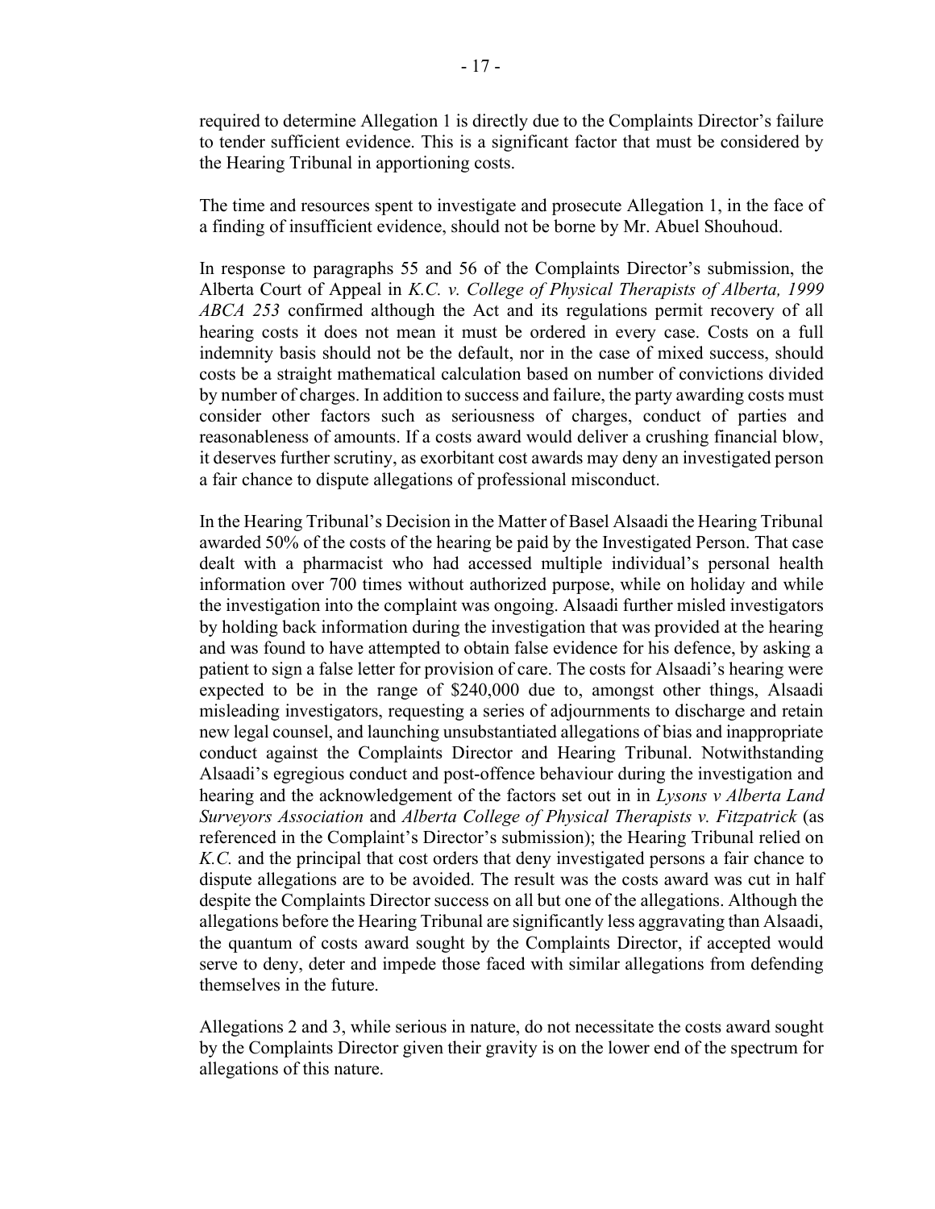required to determine Allegation 1 is directly due to the Complaints Director's failure to tender sufficient evidence. This is a significant factor that must be considered by the Hearing Tribunal in apportioning costs.

The time and resources spent to investigate and prosecute Allegation 1, in the face of a finding of insufficient evidence, should not be borne by Mr. Abuel Shouhoud.

In response to paragraphs 55 and 56 of the Complaints Director's submission, the Alberta Court of Appeal in *K.C. v. College of Physical Therapists of Alberta, 1999 ABCA 253* confirmed although the Act and its regulations permit recovery of all hearing costs it does not mean it must be ordered in every case. Costs on a full indemnity basis should not be the default, nor in the case of mixed success, should costs be a straight mathematical calculation based on number of convictions divided by number of charges. In addition to success and failure, the party awarding costs must consider other factors such as seriousness of charges, conduct of parties and reasonableness of amounts. If a costs award would deliver a crushing financial blow, it deserves further scrutiny, as exorbitant cost awards may deny an investigated person a fair chance to dispute allegations of professional misconduct.

In the Hearing Tribunal's Decision in the Matter of Basel Alsaadi the Hearing Tribunal awarded 50% of the costs of the hearing be paid by the Investigated Person. That case dealt with a pharmacist who had accessed multiple individual's personal health information over 700 times without authorized purpose, while on holiday and while the investigation into the complaint was ongoing. Alsaadi further misled investigators by holding back information during the investigation that was provided at the hearing and was found to have attempted to obtain false evidence for his defence, by asking a patient to sign a false letter for provision of care. The costs for Alsaadi's hearing were expected to be in the range of $240,000 due to, amongst other things, Alsaadi misleading investigators, requesting a series of adjournments to discharge and retain new legal counsel, and launching unsubstantiated allegations of bias and inappropriate conduct against the Complaints Director and Hearing Tribunal. Notwithstanding Alsaadi's egregious conduct and post-offence behaviour during the investigation and hearing and the acknowledgement of the factors set out in in *Lysons v Alberta Land Surveyors Association* and *Alberta College of Physical Therapists v. Fitzpatrick* (as referenced in the Complaint's Director's submission); the Hearing Tribunal relied on *K.C.* and the principal that cost orders that deny investigated persons a fair chance to dispute allegations are to be avoided. The result was the costs award was cut in half despite the Complaints Director success on all but one of the allegations. Although the allegations before the Hearing Tribunal are significantly less aggravating than Alsaadi, the quantum of costs award sought by the Complaints Director, if accepted would serve to deny, deter and impede those faced with similar allegations from defending themselves in the future.

Allegations 2 and 3, while serious in nature, do not necessitate the costs award sought by the Complaints Director given their gravity is on the lower end of the spectrum for allegations of this nature.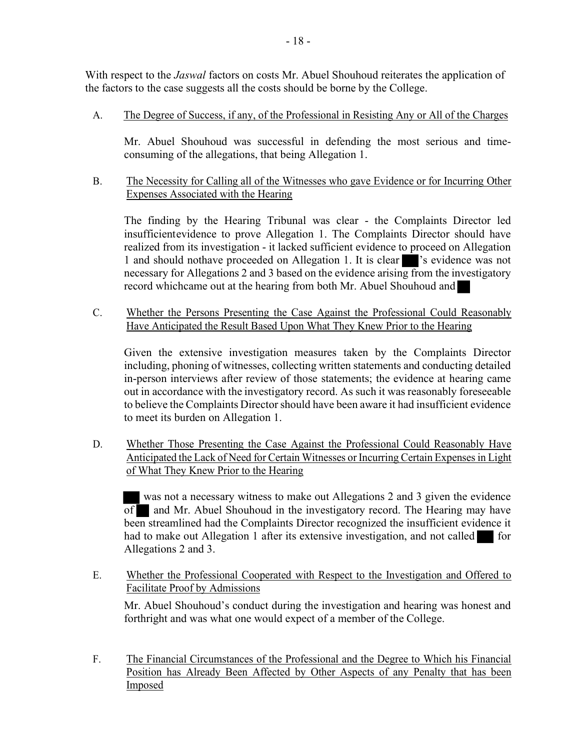With respect to the *Jaswal* factors on costs Mr. Abuel Shouhoud reiterates the application of the factors to the case suggests all the costs should be borne by the College.

A. <u>The Degree of Success, if any, of the Professional in Resisting Any or All of the Charges</u>

Mr. Abuel Shouhoud was successful in defending the most serious and time-consuming of the allegations, that being Allegation 1.

B. <u>The Necessity for Calling all of the Witnesses who gave Evidence or for Incurring Other Expenses Associated with the Hearing</u>

The finding by the Hearing Tribunal was clear - the Complaints Director led insufficientevidence to prove Allegation 1. The Complaints Director should have realized from its investigation - it lacked sufficient evidence to proceed on Allegation 1 and should nothave proceeded on Allegation 1. It is clear ███'s evidence was not necessary for Allegations 2 and 3 based on the evidence arising from the investigatory record whichcame out at the hearing from both Mr. Abuel Shouhoud and ██

C. <u>Whether the Persons Presenting the Case Against the Professional Could Reasonably Have Anticipated the Result Based Upon What They Knew Prior to the Hearing</u>

Given the extensive investigation measures taken by the Complaints Director including, phoning of witnesses, collecting written statements and conducting detailed in-person interviews after review of those statements; the evidence at hearing came out in accordance with the investigatory record. As such it was reasonably foreseeable to believe the Complaints Director should have been aware it had insufficient evidence to meet its burden on Allegation 1.

D. <u>Whether Those Presenting the Case Against the Professional Could Reasonably Have Anticipated the Lack of Need for Certain Witnesses or Incurring Certain Expenses in Light of What They Knew Prior to the Hearing</u>

███ was not a necessary witness to make out Allegations 2 and 3 given the evidence of ██ and Mr. Abuel Shouhoud in the investigatory record. The Hearing may have been streamlined had the Complaints Director recognized the insufficient evidence it had to make out Allegation 1 after its extensive investigation, and not called ███ for Allegations 2 and 3.

E. <u>Whether the Professional Cooperated with Respect to the Investigation and Offered to Facilitate Proof by Admissions</u>

Mr. Abuel Shouhoud's conduct during the investigation and hearing was honest and forthright and was what one would expect of a member of the College.

F. <u>The Financial Circumstances of the Professional and the Degree to Which his Financial Position has Already Been Affected by Other Aspects of any Penalty that has been Imposed</u>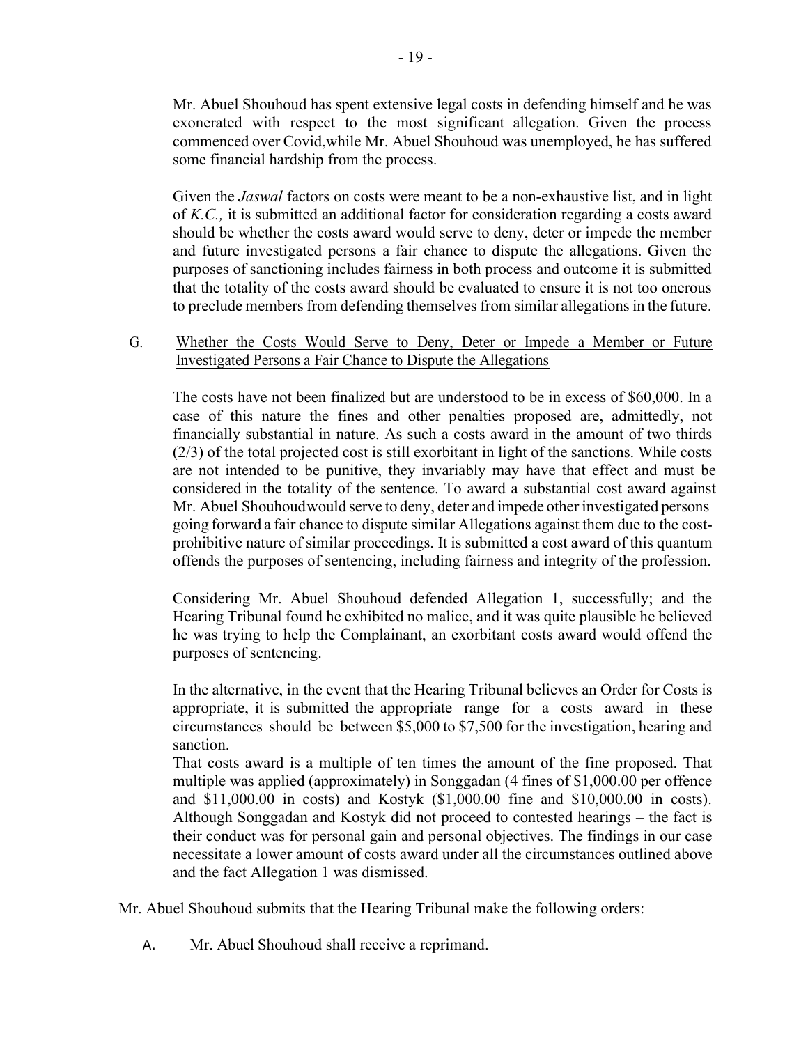Mr. Abuel Shouhoud has spent extensive legal costs in defending himself and he was exonerated with respect to the most significant allegation. Given the process commenced over Covid,while Mr. Abuel Shouhoud was unemployed, he has suffered some financial hardship from the process.

Given the *Jaswal* factors on costs were meant to be a non-exhaustive list, and in light of *K.C.,* it is submitted an additional factor for consideration regarding a costs award should be whether the costs award would serve to deny, deter or impede the member and future investigated persons a fair chance to dispute the allegations. Given the purposes of sanctioning includes fairness in both process and outcome it is submitted that the totality of the costs award should be evaluated to ensure it is not too onerous to preclude members from defending themselves from similar allegations in the future.

G. Whether the Costs Would Serve to Deny, Deter or Impede a Member or Future Investigated Persons a Fair Chance to Dispute the Allegations

The costs have not been finalized but are understood to be in excess of $60,000. In a case of this nature the fines and other penalties proposed are, admittedly, not financially substantial in nature. As such a costs award in the amount of two thirds (2/3) of the total projected cost is still exorbitant in light of the sanctions. While costs are not intended to be punitive, they invariably may have that effect and must be considered in the totality of the sentence. To award a substantial cost award against Mr. Abuel Shouhoudwould serve to deny, deter and impede other investigated persons going forward a fair chance to dispute similar Allegations against them due to the cost-prohibitive nature of similar proceedings. It is submitted a cost award of this quantum offends the purposes of sentencing, including fairness and integrity of the profession.

Considering Mr. Abuel Shouhoud defended Allegation 1, successfully; and the Hearing Tribunal found he exhibited no malice, and it was quite plausible he believed he was trying to help the Complainant, an exorbitant costs award would offend the purposes of sentencing.

In the alternative, in the event that the Hearing Tribunal believes an Order for Costs is appropriate, it is submitted the appropriate range for a costs award in these circumstances should be between $5,000 to $7,500 for the investigation, hearing and sanction.

That costs award is a multiple of ten times the amount of the fine proposed. That multiple was applied (approximately) in Songgadan (4 fines of $1,000.00 per offence and $11,000.00 in costs) and Kostyk ($1,000.00 fine and $10,000.00 in costs). Although Songgadan and Kostyk did not proceed to contested hearings – the fact is their conduct was for personal gain and personal objectives. The findings in our case necessitate a lower amount of costs award under all the circumstances outlined above and the fact Allegation 1 was dismissed.

Mr. Abuel Shouhoud submits that the Hearing Tribunal make the following orders:

A. Mr. Abuel Shouhoud shall receive a reprimand.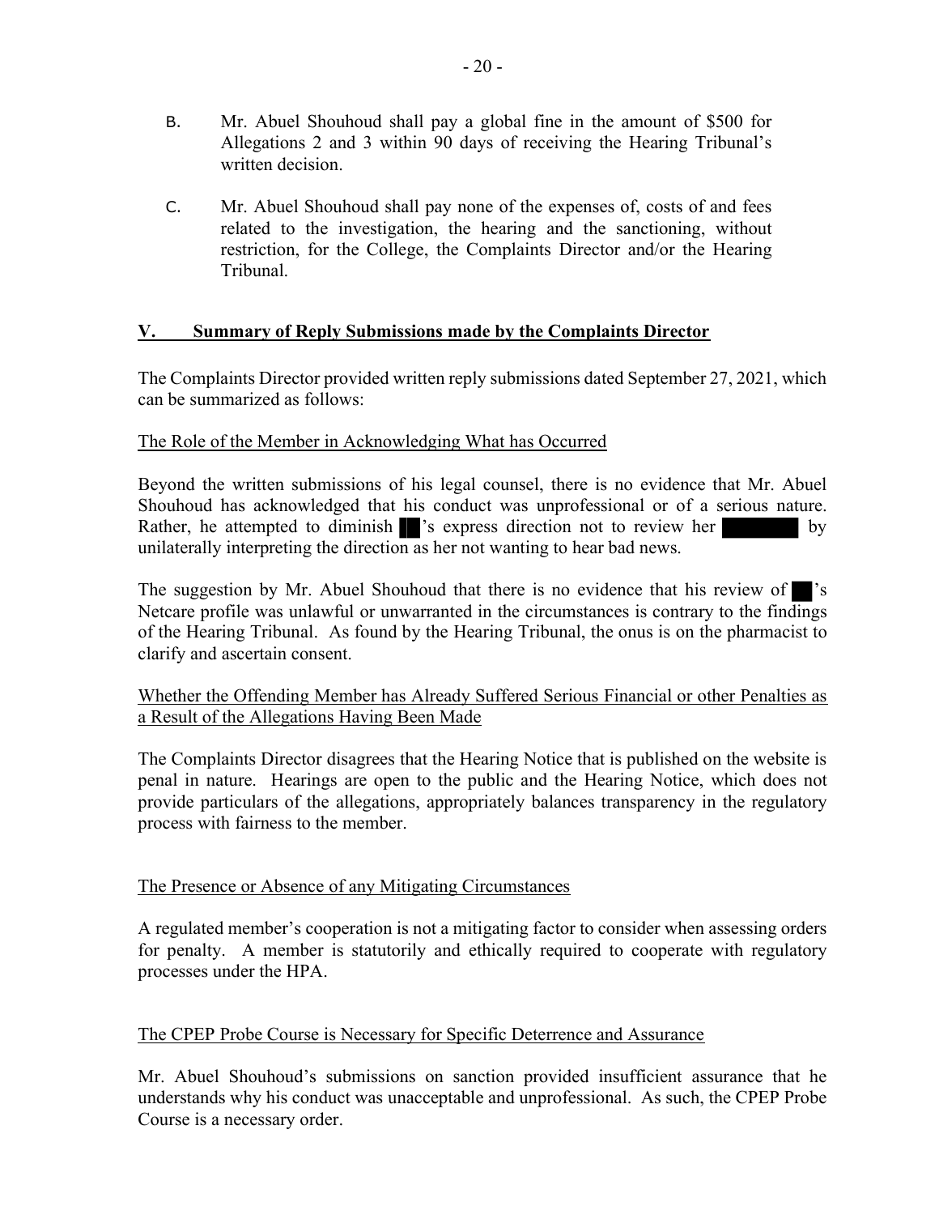B. Mr. Abuel Shouhoud shall pay a global fine in the amount of $500 for Allegations 2 and 3 within 90 days of receiving the Hearing Tribunal's written decision.

C. Mr. Abuel Shouhoud shall pay none of the expenses of, costs of and fees related to the investigation, the hearing and the sanctioning, without restriction, for the College, the Complaints Director and/or the Hearing Tribunal.

## V. Summary of Reply Submissions made by the Complaints Director

The Complaints Director provided written reply submissions dated September 27, 2021, which can be summarized as follows:

The Role of the Member in Acknowledging What has Occurred

Beyond the written submissions of his legal counsel, there is no evidence that Mr. Abuel Shouhoud has acknowledged that his conduct was unprofessional or of a serious nature. Rather, he attempted to diminish ██'s express direction not to review her ████████ by unilaterally interpreting the direction as her not wanting to hear bad news.

The suggestion by Mr. Abuel Shouhoud that there is no evidence that his review of ██'s Netcare profile was unlawful or unwarranted in the circumstances is contrary to the findings of the Hearing Tribunal. As found by the Hearing Tribunal, the onus is on the pharmacist to clarify and ascertain consent.

Whether the Offending Member has Already Suffered Serious Financial or other Penalties as a Result of the Allegations Having Been Made

The Complaints Director disagrees that the Hearing Notice that is published on the website is penal in nature. Hearings are open to the public and the Hearing Notice, which does not provide particulars of the allegations, appropriately balances transparency in the regulatory process with fairness to the member.

The Presence or Absence of any Mitigating Circumstances

A regulated member's cooperation is not a mitigating factor to consider when assessing orders for penalty. A member is statutorily and ethically required to cooperate with regulatory processes under the HPA.

The CPEP Probe Course is Necessary for Specific Deterrence and Assurance

Mr. Abuel Shouhoud's submissions on sanction provided insufficient assurance that he understands why his conduct was unacceptable and unprofessional. As such, the CPEP Probe Course is a necessary order.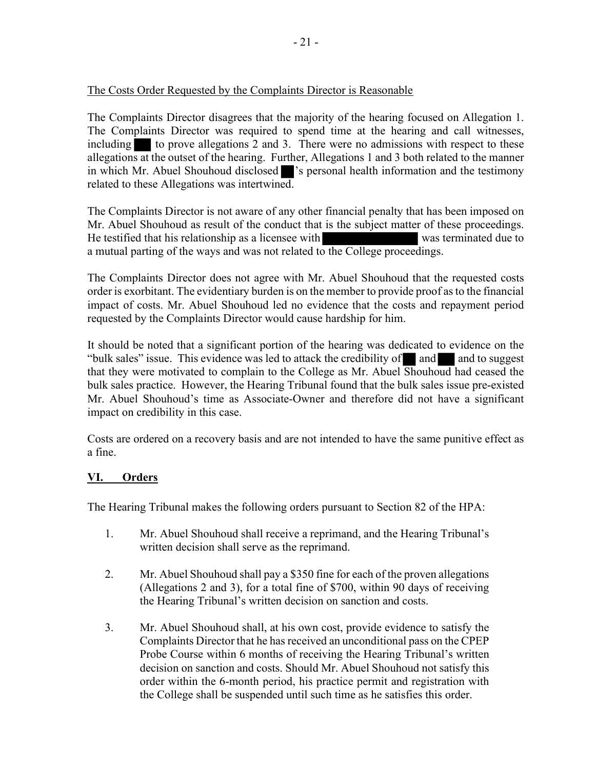The Costs Order Requested by the Complaints Director is Reasonable

The Complaints Director disagrees that the majority of the hearing focused on Allegation 1. The Complaints Director was required to spend time at the hearing and call witnesses, including ███ to prove allegations 2 and 3. There were no admissions with respect to these allegations at the outset of the hearing. Further, Allegations 1 and 3 both related to the manner in which Mr. Abuel Shouhoud disclosed ██'s personal health information and the testimony related to these Allegations was intertwined.

The Complaints Director is not aware of any other financial penalty that has been imposed on Mr. Abuel Shouhoud as result of the conduct that is the subject matter of these proceedings. He testified that his relationship as a licensee with ██████████ was terminated due to a mutual parting of the ways and was not related to the College proceedings.

The Complaints Director does not agree with Mr. Abuel Shouhoud that the requested costs order is exorbitant. The evidentiary burden is on the member to provide proof as to the financial impact of costs. Mr. Abuel Shouhoud led no evidence that the costs and repayment period requested by the Complaints Director would cause hardship for him.

It should be noted that a significant portion of the hearing was dedicated to evidence on the "bulk sales" issue. This evidence was led to attack the credibility of ██ and ███ and to suggest that they were motivated to complain to the College as Mr. Abuel Shouhoud had ceased the bulk sales practice. However, the Hearing Tribunal found that the bulk sales issue pre-existed Mr. Abuel Shouhoud's time as Associate-Owner and therefore did not have a significant impact on credibility in this case.

Costs are ordered on a recovery basis and are not intended to have the same punitive effect as a fine.

## VI. Orders

The Hearing Tribunal makes the following orders pursuant to Section 82 of the HPA:

1. Mr. Abuel Shouhoud shall receive a reprimand, and the Hearing Tribunal's written decision shall serve as the reprimand.

2. Mr. Abuel Shouhoud shall pay a $350 fine for each of the proven allegations (Allegations 2 and 3), for a total fine of $700, within 90 days of receiving the Hearing Tribunal's written decision on sanction and costs.

3. Mr. Abuel Shouhoud shall, at his own cost, provide evidence to satisfy the Complaints Director that he has received an unconditional pass on the CPEP Probe Course within 6 months of receiving the Hearing Tribunal's written decision on sanction and costs. Should Mr. Abuel Shouhoud not satisfy this order within the 6-month period, his practice permit and registration with the College shall be suspended until such time as he satisfies this order.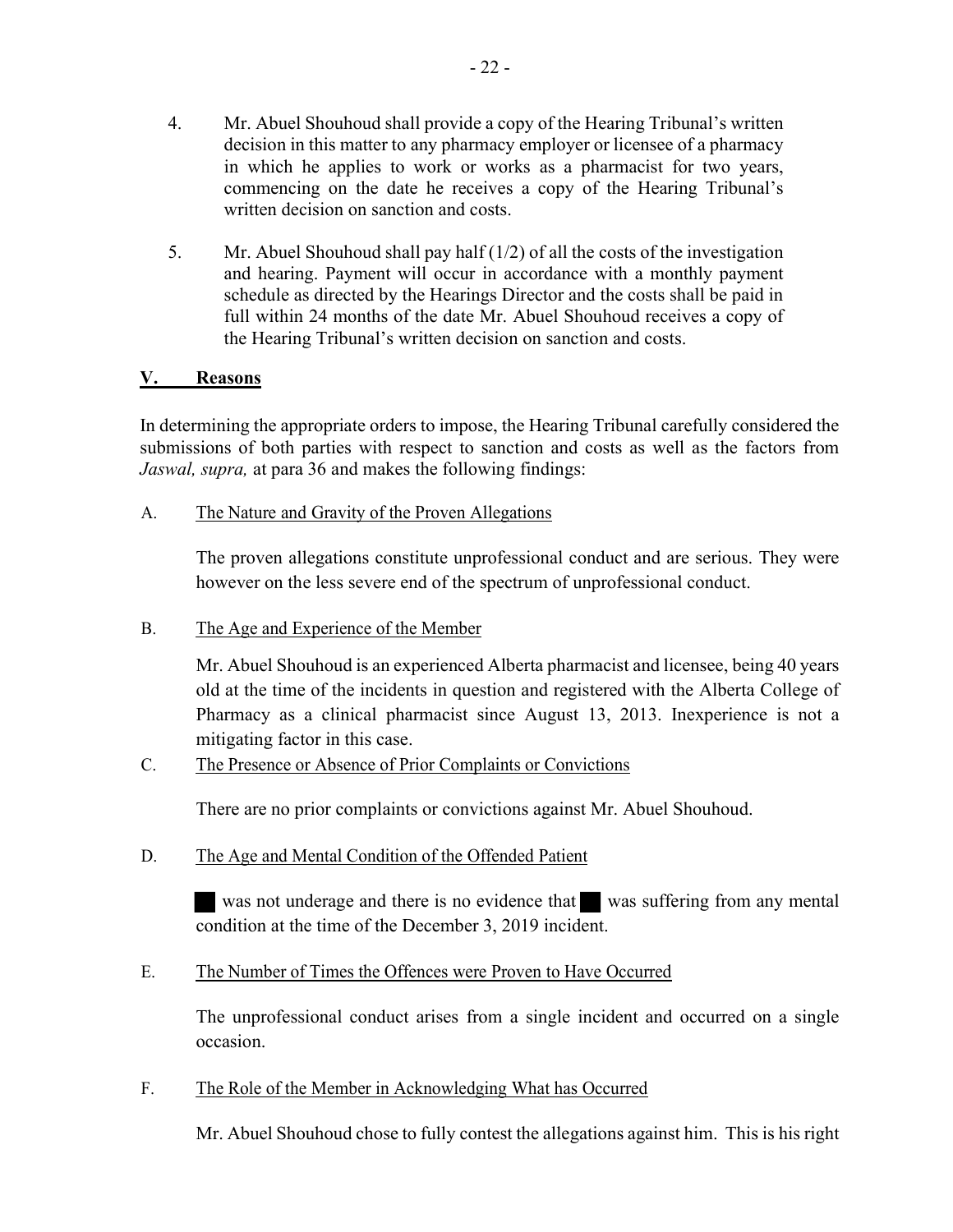4. Mr. Abuel Shouhoud shall provide a copy of the Hearing Tribunal's written decision in this matter to any pharmacy employer or licensee of a pharmacy in which he applies to work or works as a pharmacist for two years, commencing on the date he receives a copy of the Hearing Tribunal's written decision on sanction and costs.

5. Mr. Abuel Shouhoud shall pay half (1/2) of all the costs of the investigation and hearing. Payment will occur in accordance with a monthly payment schedule as directed by the Hearings Director and the costs shall be paid in full within 24 months of the date Mr. Abuel Shouhoud receives a copy of the Hearing Tribunal's written decision on sanction and costs.

## V. Reasons

In determining the appropriate orders to impose, the Hearing Tribunal carefully considered the submissions of both parties with respect to sanction and costs as well as the factors from *Jaswal, supra,* at para 36 and makes the following findings:

A. The Nature and Gravity of the Proven Allegations

The proven allegations constitute unprofessional conduct and are serious. They were however on the less severe end of the spectrum of unprofessional conduct.

B. The Age and Experience of the Member

Mr. Abuel Shouhoud is an experienced Alberta pharmacist and licensee, being 40 years old at the time of the incidents in question and registered with the Alberta College of Pharmacy as a clinical pharmacist since August 13, 2013. Inexperience is not a mitigating factor in this case.

C. The Presence or Absence of Prior Complaints or Convictions

There are no prior complaints or convictions against Mr. Abuel Shouhoud.

D. The Age and Mental Condition of the Offended Patient

██ was not underage and there is no evidence that ██ was suffering from any mental condition at the time of the December 3, 2019 incident.

E. The Number of Times the Offences were Proven to Have Occurred

The unprofessional conduct arises from a single incident and occurred on a single occasion.

F. The Role of the Member in Acknowledging What has Occurred

Mr. Abuel Shouhoud chose to fully contest the allegations against him. This is his right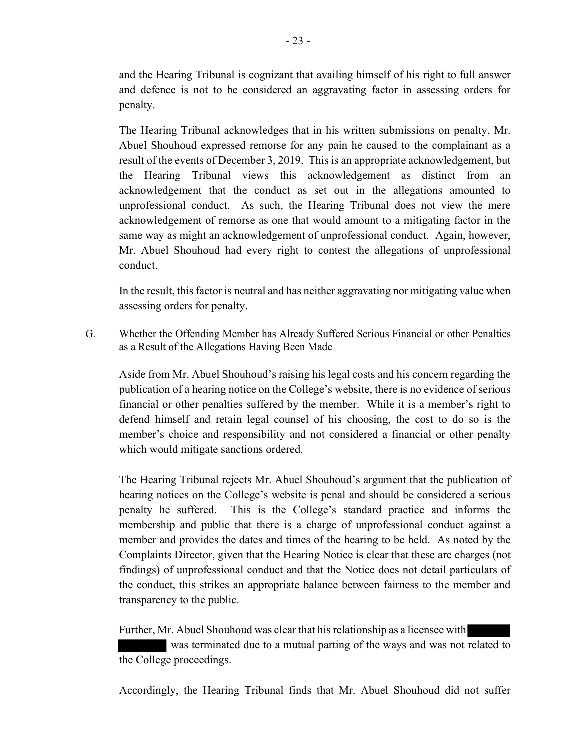and the Hearing Tribunal is cognizant that availing himself of his right to full answer and defence is not to be considered an aggravating factor in assessing orders for penalty.

The Hearing Tribunal acknowledges that in his written submissions on penalty, Mr. Abuel Shouhoud expressed remorse for any pain he caused to the complainant as a result of the events of December 3, 2019. This is an appropriate acknowledgement, but the Hearing Tribunal views this acknowledgement as distinct from an acknowledgement that the conduct as set out in the allegations amounted to unprofessional conduct. As such, the Hearing Tribunal does not view the mere acknowledgement of remorse as one that would amount to a mitigating factor in the same way as might an acknowledgement of unprofessional conduct. Again, however, Mr. Abuel Shouhoud had every right to contest the allegations of unprofessional conduct.

In the result, this factor is neutral and has neither aggravating nor mitigating value when assessing orders for penalty.

G. Whether the Offending Member has Already Suffered Serious Financial or other Penalties as a Result of the Allegations Having Been Made

Aside from Mr. Abuel Shouhoud's raising his legal costs and his concern regarding the publication of a hearing notice on the College's website, there is no evidence of serious financial or other penalties suffered by the member. While it is a member's right to defend himself and retain legal counsel of his choosing, the cost to do so is the member's choice and responsibility and not considered a financial or other penalty which would mitigate sanctions ordered.

The Hearing Tribunal rejects Mr. Abuel Shouhoud's argument that the publication of hearing notices on the College's website is penal and should be considered a serious penalty he suffered. This is the College's standard practice and informs the membership and public that there is a charge of unprofessional conduct against a member and provides the dates and times of the hearing to be held. As noted by the Complaints Director, given that the Hearing Notice is clear that these are charges (not findings) of unprofessional conduct and that the Notice does not detail particulars of the conduct, this strikes an appropriate balance between fairness to the member and transparency to the public.

Further, Mr. Abuel Shouhoud was clear that his relationship as a licensee with [REDACTED] was terminated due to a mutual parting of the ways and was not related to the College proceedings.

Accordingly, the Hearing Tribunal finds that Mr. Abuel Shouhoud did not suffer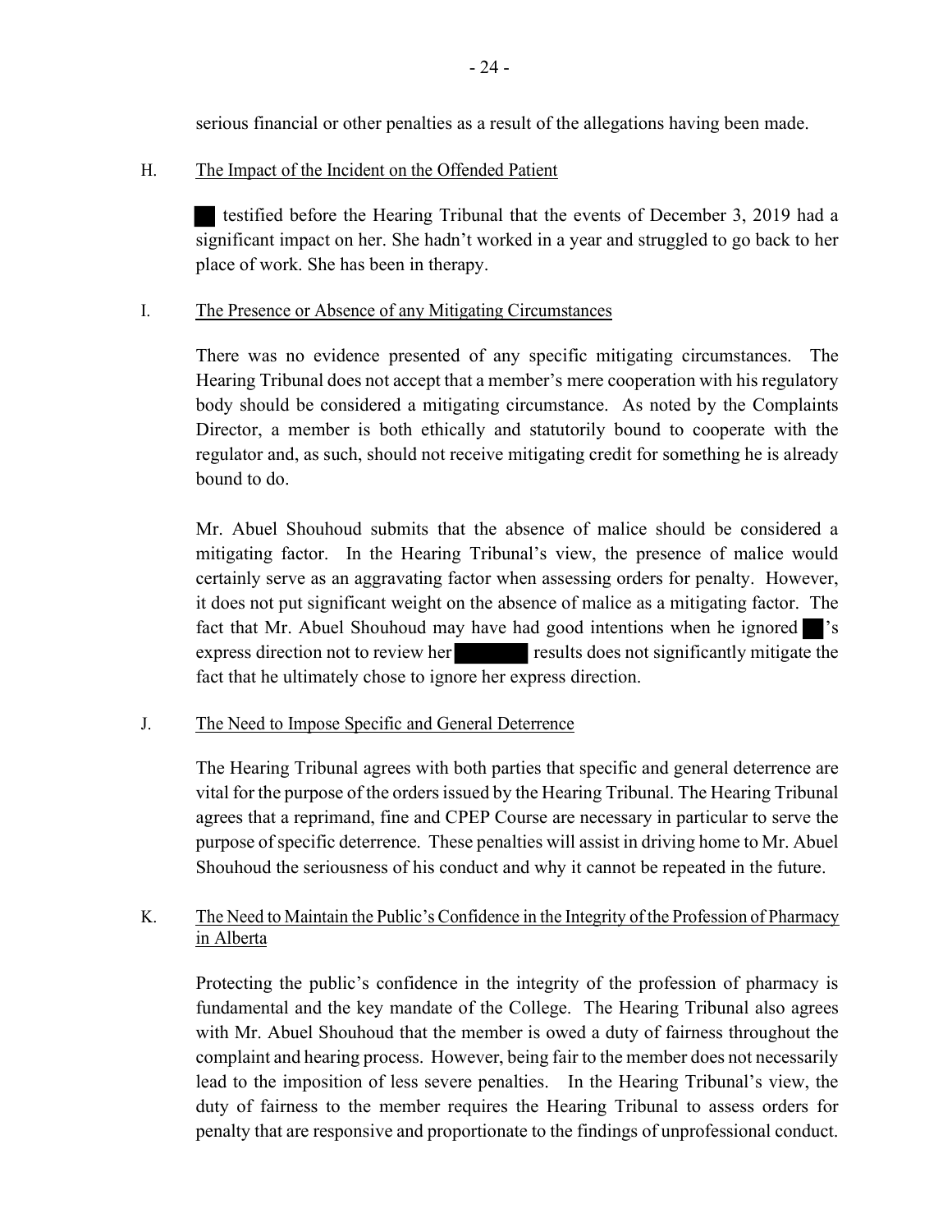serious financial or other penalties as a result of the allegations having been made.

H. The Impact of the Incident on the Offended Patient

testified before the Hearing Tribunal that the events of December 3, 2019 had a significant impact on her. She hadn't worked in a year and struggled to go back to her place of work. She has been in therapy.

I. The Presence or Absence of any Mitigating Circumstances

There was no evidence presented of any specific mitigating circumstances. The Hearing Tribunal does not accept that a member's mere cooperation with his regulatory body should be considered a mitigating circumstance. As noted by the Complaints Director, a member is both ethically and statutorily bound to cooperate with the regulator and, as such, should not receive mitigating credit for something he is already bound to do.

Mr. Abuel Shouhoud submits that the absence of malice should be considered a mitigating factor. In the Hearing Tribunal's view, the presence of malice would certainly serve as an aggravating factor when assessing orders for penalty. However, it does not put significant weight on the absence of malice as a mitigating factor. The fact that Mr. Abuel Shouhoud may have had good intentions when he ignored 's express direction not to review her results does not significantly mitigate the fact that he ultimately chose to ignore her express direction.

J. The Need to Impose Specific and General Deterrence

The Hearing Tribunal agrees with both parties that specific and general deterrence are vital for the purpose of the orders issued by the Hearing Tribunal. The Hearing Tribunal agrees that a reprimand, fine and CPEP Course are necessary in particular to serve the purpose of specific deterrence. These penalties will assist in driving home to Mr. Abuel Shouhoud the seriousness of his conduct and why it cannot be repeated in the future.

K. The Need to Maintain the Public's Confidence in the Integrity of the Profession of Pharmacy in Alberta

Protecting the public's confidence in the integrity of the profession of pharmacy is fundamental and the key mandate of the College. The Hearing Tribunal also agrees with Mr. Abuel Shouhoud that the member is owed a duty of fairness throughout the complaint and hearing process. However, being fair to the member does not necessarily lead to the imposition of less severe penalties. In the Hearing Tribunal's view, the duty of fairness to the member requires the Hearing Tribunal to assess orders for penalty that are responsive and proportionate to the findings of unprofessional conduct.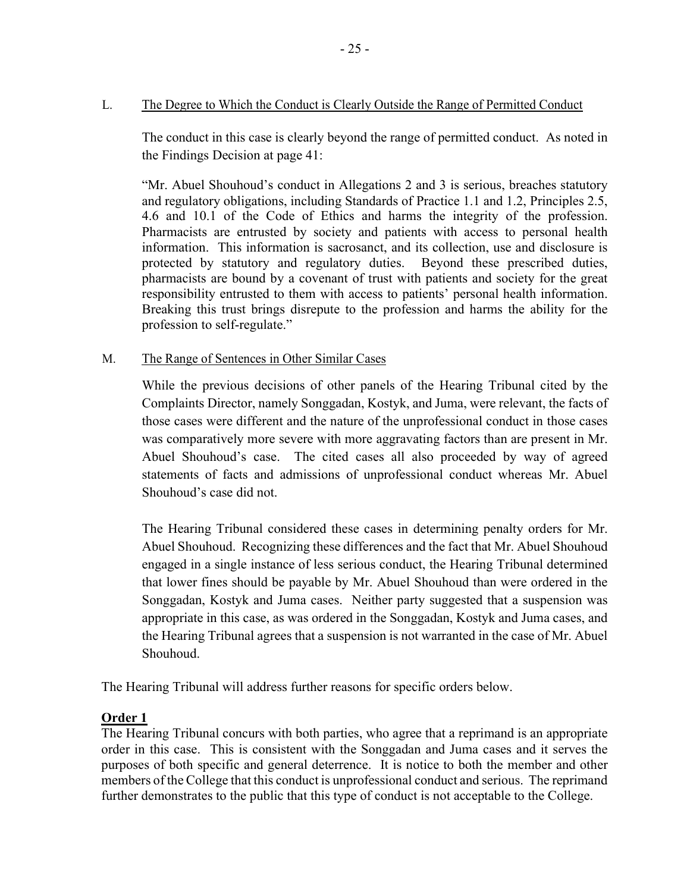L. The Degree to Which the Conduct is Clearly Outside the Range of Permitted Conduct

The conduct in this case is clearly beyond the range of permitted conduct. As noted in the Findings Decision at page 41:

"Mr. Abuel Shouhoud's conduct in Allegations 2 and 3 is serious, breaches statutory and regulatory obligations, including Standards of Practice 1.1 and 1.2, Principles 2.5, 4.6 and 10.1 of the Code of Ethics and harms the integrity of the profession. Pharmacists are entrusted by society and patients with access to personal health information. This information is sacrosanct, and its collection, use and disclosure is protected by statutory and regulatory duties. Beyond these prescribed duties, pharmacists are bound by a covenant of trust with patients and society for the great responsibility entrusted to them with access to patients' personal health information. Breaking this trust brings disrepute to the profession and harms the ability for the profession to self-regulate."

M. The Range of Sentences in Other Similar Cases

While the previous decisions of other panels of the Hearing Tribunal cited by the Complaints Director, namely Songgadan, Kostyk, and Juma, were relevant, the facts of those cases were different and the nature of the unprofessional conduct in those cases was comparatively more severe with more aggravating factors than are present in Mr. Abuel Shouhoud's case. The cited cases all also proceeded by way of agreed statements of facts and admissions of unprofessional conduct whereas Mr. Abuel Shouhoud's case did not.

The Hearing Tribunal considered these cases in determining penalty orders for Mr. Abuel Shouhoud. Recognizing these differences and the fact that Mr. Abuel Shouhoud engaged in a single instance of less serious conduct, the Hearing Tribunal determined that lower fines should be payable by Mr. Abuel Shouhoud than were ordered in the Songgadan, Kostyk and Juma cases. Neither party suggested that a suspension was appropriate in this case, as was ordered in the Songgadan, Kostyk and Juma cases, and the Hearing Tribunal agrees that a suspension is not warranted in the case of Mr. Abuel Shouhoud.

The Hearing Tribunal will address further reasons for specific orders below.

**Order 1**

The Hearing Tribunal concurs with both parties, who agree that a reprimand is an appropriate order in this case. This is consistent with the Songgadan and Juma cases and it serves the purposes of both specific and general deterrence. It is notice to both the member and other members of the College that this conduct is unprofessional conduct and serious. The reprimand further demonstrates to the public that this type of conduct is not acceptable to the College.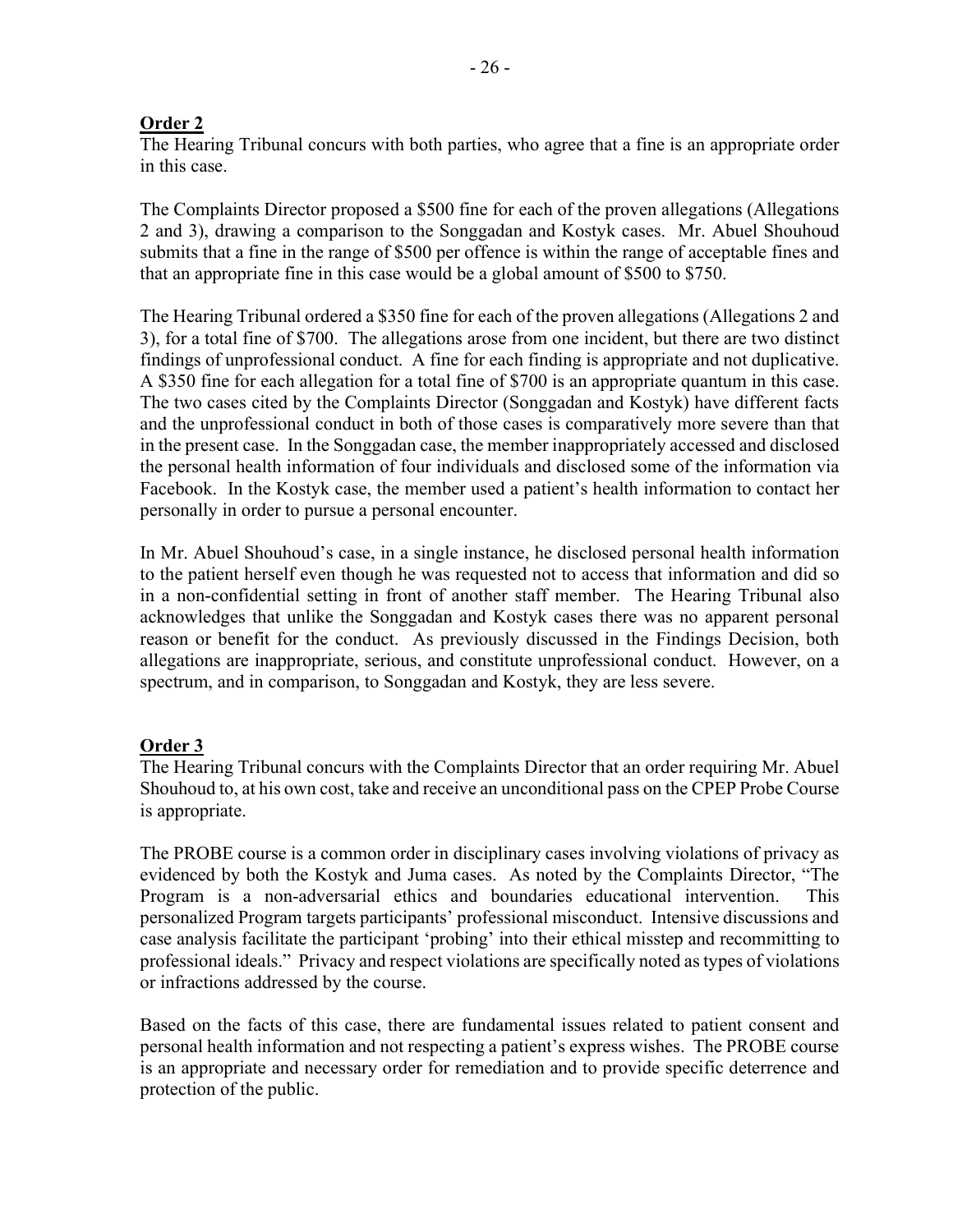**Order 2**

The Hearing Tribunal concurs with both parties, who agree that a fine is an appropriate order in this case.

The Complaints Director proposed a $500 fine for each of the proven allegations (Allegations 2 and 3), drawing a comparison to the Songgadan and Kostyk cases. Mr. Abuel Shouhoud submits that a fine in the range of $500 per offence is within the range of acceptable fines and that an appropriate fine in this case would be a global amount of $500 to $750.

The Hearing Tribunal ordered a $350 fine for each of the proven allegations (Allegations 2 and 3), for a total fine of $700. The allegations arose from one incident, but there are two distinct findings of unprofessional conduct. A fine for each finding is appropriate and not duplicative. A $350 fine for each allegation for a total fine of $700 is an appropriate quantum in this case. The two cases cited by the Complaints Director (Songgadan and Kostyk) have different facts and the unprofessional conduct in both of those cases is comparatively more severe than that in the present case. In the Songgadan case, the member inappropriately accessed and disclosed the personal health information of four individuals and disclosed some of the information via Facebook. In the Kostyk case, the member used a patient's health information to contact her personally in order to pursue a personal encounter.

In Mr. Abuel Shouhoud's case, in a single instance, he disclosed personal health information to the patient herself even though he was requested not to access that information and did so in a non-confidential setting in front of another staff member. The Hearing Tribunal also acknowledges that unlike the Songgadan and Kostyk cases there was no apparent personal reason or benefit for the conduct. As previously discussed in the Findings Decision, both allegations are inappropriate, serious, and constitute unprofessional conduct. However, on a spectrum, and in comparison, to Songgadan and Kostyk, they are less severe.

**Order 3**

The Hearing Tribunal concurs with the Complaints Director that an order requiring Mr. Abuel Shouhoud to, at his own cost, take and receive an unconditional pass on the CPEP Probe Course is appropriate.

The PROBE course is a common order in disciplinary cases involving violations of privacy as evidenced by both the Kostyk and Juma cases. As noted by the Complaints Director, "The Program is a non-adversarial ethics and boundaries educational intervention. This personalized Program targets participants' professional misconduct. Intensive discussions and case analysis facilitate the participant 'probing' into their ethical misstep and recommitting to professional ideals." Privacy and respect violations are specifically noted as types of violations or infractions addressed by the course.

Based on the facts of this case, there are fundamental issues related to patient consent and personal health information and not respecting a patient's express wishes. The PROBE course is an appropriate and necessary order for remediation and to provide specific deterrence and protection of the public.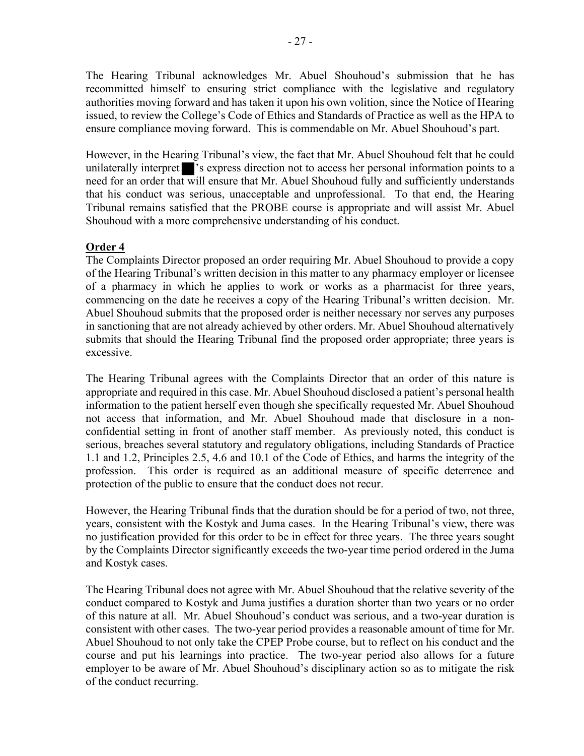The Hearing Tribunal acknowledges Mr. Abuel Shouhoud's submission that he has recommitted himself to ensuring strict compliance with the legislative and regulatory authorities moving forward and has taken it upon his own volition, since the Notice of Hearing issued, to review the College's Code of Ethics and Standards of Practice as well as the HPA to ensure compliance moving forward. This is commendable on Mr. Abuel Shouhoud's part.

However, in the Hearing Tribunal's view, the fact that Mr. Abuel Shouhoud felt that he could unilaterally interpret ██'s express direction not to access her personal information points to a need for an order that will ensure that Mr. Abuel Shouhoud fully and sufficiently understands that his conduct was serious, unacceptable and unprofessional. To that end, the Hearing Tribunal remains satisfied that the PROBE course is appropriate and will assist Mr. Abuel Shouhoud with a more comprehensive understanding of his conduct.

**Order 4**

The Complaints Director proposed an order requiring Mr. Abuel Shouhoud to provide a copy of the Hearing Tribunal's written decision in this matter to any pharmacy employer or licensee of a pharmacy in which he applies to work or works as a pharmacist for three years, commencing on the date he receives a copy of the Hearing Tribunal's written decision. Mr. Abuel Shouhoud submits that the proposed order is neither necessary nor serves any purposes in sanctioning that are not already achieved by other orders. Mr. Abuel Shouhoud alternatively submits that should the Hearing Tribunal find the proposed order appropriate; three years is excessive.

The Hearing Tribunal agrees with the Complaints Director that an order of this nature is appropriate and required in this case. Mr. Abuel Shouhoud disclosed a patient's personal health information to the patient herself even though she specifically requested Mr. Abuel Shouhoud not access that information, and Mr. Abuel Shouhoud made that disclosure in a non-confidential setting in front of another staff member. As previously noted, this conduct is serious, breaches several statutory and regulatory obligations, including Standards of Practice 1.1 and 1.2, Principles 2.5, 4.6 and 10.1 of the Code of Ethics, and harms the integrity of the profession. This order is required as an additional measure of specific deterrence and protection of the public to ensure that the conduct does not recur.

However, the Hearing Tribunal finds that the duration should be for a period of two, not three, years, consistent with the Kostyk and Juma cases. In the Hearing Tribunal's view, there was no justification provided for this order to be in effect for three years. The three years sought by the Complaints Director significantly exceeds the two-year time period ordered in the Juma and Kostyk cases.

The Hearing Tribunal does not agree with Mr. Abuel Shouhoud that the relative severity of the conduct compared to Kostyk and Juma justifies a duration shorter than two years or no order of this nature at all. Mr. Abuel Shouhoud's conduct was serious, and a two-year duration is consistent with other cases. The two-year period provides a reasonable amount of time for Mr. Abuel Shouhoud to not only take the CPEP Probe course, but to reflect on his conduct and the course and put his learnings into practice. The two-year period also allows for a future employer to be aware of Mr. Abuel Shouhoud's disciplinary action so as to mitigate the risk of the conduct recurring.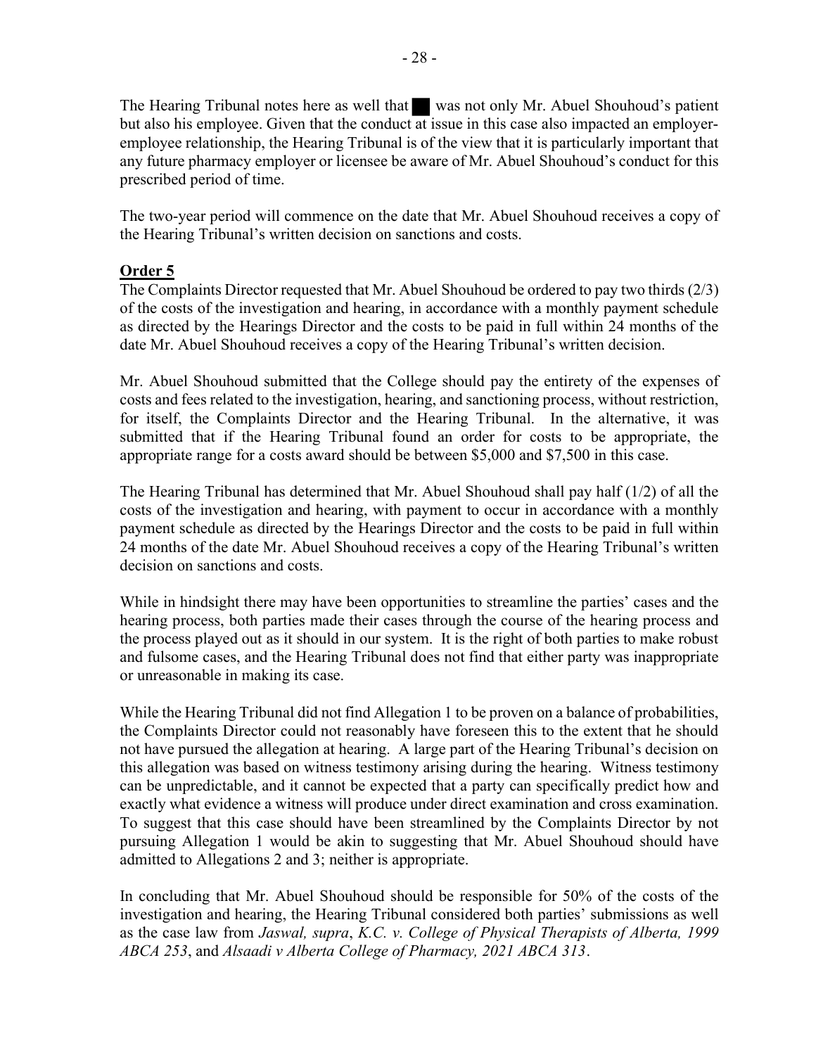The Hearing Tribunal notes here as well that ██ was not only Mr. Abuel Shouhoud's patient but also his employee. Given that the conduct at issue in this case also impacted an employer-employee relationship, the Hearing Tribunal is of the view that it is particularly important that any future pharmacy employer or licensee be aware of Mr. Abuel Shouhoud's conduct for this prescribed period of time.

The two-year period will commence on the date that Mr. Abuel Shouhoud receives a copy of the Hearing Tribunal's written decision on sanctions and costs.

**Order 5**

The Complaints Director requested that Mr. Abuel Shouhoud be ordered to pay two thirds (2/3) of the costs of the investigation and hearing, in accordance with a monthly payment schedule as directed by the Hearings Director and the costs to be paid in full within 24 months of the date Mr. Abuel Shouhoud receives a copy of the Hearing Tribunal's written decision.

Mr. Abuel Shouhoud submitted that the College should pay the entirety of the expenses of costs and fees related to the investigation, hearing, and sanctioning process, without restriction, for itself, the Complaints Director and the Hearing Tribunal. In the alternative, it was submitted that if the Hearing Tribunal found an order for costs to be appropriate, the appropriate range for a costs award should be between $5,000 and $7,500 in this case.

The Hearing Tribunal has determined that Mr. Abuel Shouhoud shall pay half (1/2) of all the costs of the investigation and hearing, with payment to occur in accordance with a monthly payment schedule as directed by the Hearings Director and the costs to be paid in full within 24 months of the date Mr. Abuel Shouhoud receives a copy of the Hearing Tribunal's written decision on sanctions and costs.

While in hindsight there may have been opportunities to streamline the parties' cases and the hearing process, both parties made their cases through the course of the hearing process and the process played out as it should in our system. It is the right of both parties to make robust and fulsome cases, and the Hearing Tribunal does not find that either party was inappropriate or unreasonable in making its case.

While the Hearing Tribunal did not find Allegation 1 to be proven on a balance of probabilities, the Complaints Director could not reasonably have foreseen this to the extent that he should not have pursued the allegation at hearing. A large part of the Hearing Tribunal's decision on this allegation was based on witness testimony arising during the hearing. Witness testimony can be unpredictable, and it cannot be expected that a party can specifically predict how and exactly what evidence a witness will produce under direct examination and cross examination. To suggest that this case should have been streamlined by the Complaints Director by not pursuing Allegation 1 would be akin to suggesting that Mr. Abuel Shouhoud should have admitted to Allegations 2 and 3; neither is appropriate.

In concluding that Mr. Abuel Shouhoud should be responsible for 50% of the costs of the investigation and hearing, the Hearing Tribunal considered both parties' submissions as well as the case law from *Jaswal, supra*, *K.C. v. College of Physical Therapists of Alberta, 1999 ABCA 253*, and *Alsaadi v Alberta College of Pharmacy, 2021 ABCA 313*.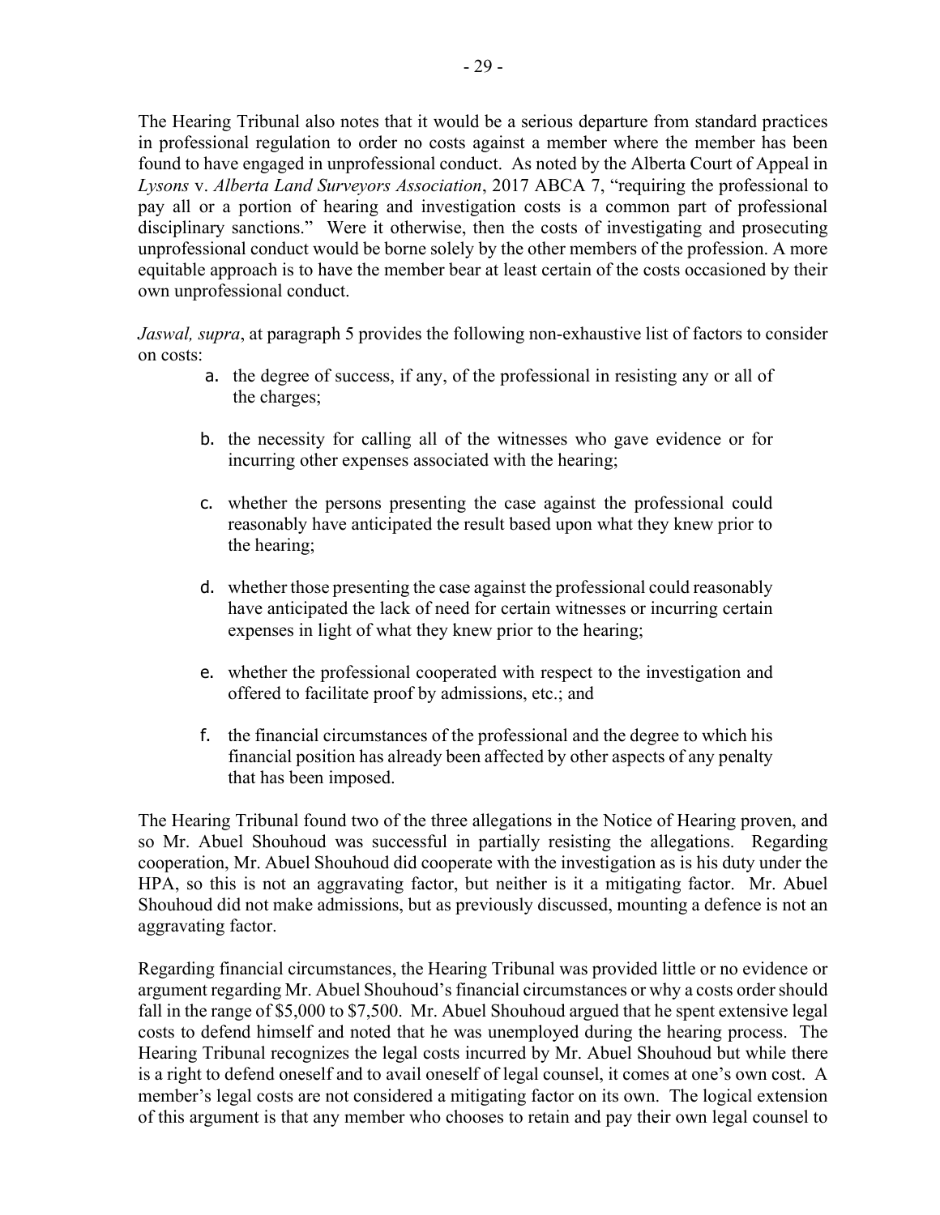The Hearing Tribunal also notes that it would be a serious departure from standard practices in professional regulation to order no costs against a member where the member has been found to have engaged in unprofessional conduct. As noted by the Alberta Court of Appeal in *Lysons* v. *Alberta Land Surveyors Association*, 2017 ABCA 7, "requiring the professional to pay all or a portion of hearing and investigation costs is a common part of professional disciplinary sanctions." Were it otherwise, then the costs of investigating and prosecuting unprofessional conduct would be borne solely by the other members of the profession. A more equitable approach is to have the member bear at least certain of the costs occasioned by their own unprofessional conduct.

*Jaswal, supra*, at paragraph 5 provides the following non-exhaustive list of factors to consider on costs:

a. the degree of success, if any, of the professional in resisting any or all of the charges;

b. the necessity for calling all of the witnesses who gave evidence or for incurring other expenses associated with the hearing;

c. whether the persons presenting the case against the professional could reasonably have anticipated the result based upon what they knew prior to the hearing;

d. whether those presenting the case against the professional could reasonably have anticipated the lack of need for certain witnesses or incurring certain expenses in light of what they knew prior to the hearing;

e. whether the professional cooperated with respect to the investigation and offered to facilitate proof by admissions, etc.; and

f. the financial circumstances of the professional and the degree to which his financial position has already been affected by other aspects of any penalty that has been imposed.

The Hearing Tribunal found two of the three allegations in the Notice of Hearing proven, and so Mr. Abuel Shouhoud was successful in partially resisting the allegations. Regarding cooperation, Mr. Abuel Shouhoud did cooperate with the investigation as is his duty under the HPA, so this is not an aggravating factor, but neither is it a mitigating factor. Mr. Abuel Shouhoud did not make admissions, but as previously discussed, mounting a defence is not an aggravating factor.

Regarding financial circumstances, the Hearing Tribunal was provided little or no evidence or argument regarding Mr. Abuel Shouhoud's financial circumstances or why a costs order should fall in the range of $5,000 to $7,500. Mr. Abuel Shouhoud argued that he spent extensive legal costs to defend himself and noted that he was unemployed during the hearing process. The Hearing Tribunal recognizes the legal costs incurred by Mr. Abuel Shouhoud but while there is a right to defend oneself and to avail oneself of legal counsel, it comes at one's own cost. A member's legal costs are not considered a mitigating factor on its own. The logical extension of this argument is that any member who chooses to retain and pay their own legal counsel to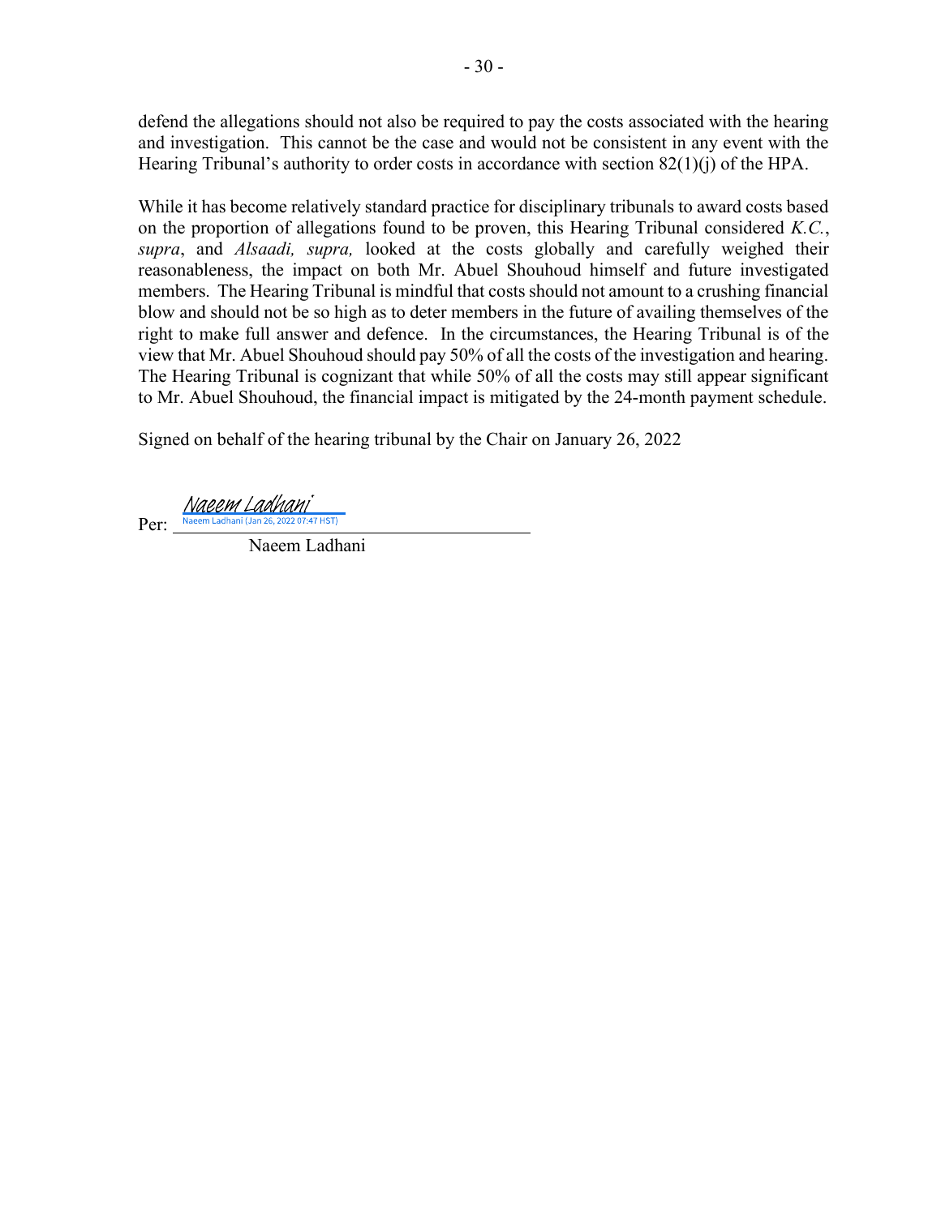defend the allegations should not also be required to pay the costs associated with the hearing and investigation. This cannot be the case and would not be consistent in any event with the Hearing Tribunal's authority to order costs in accordance with section 82(1)(j) of the HPA.

While it has become relatively standard practice for disciplinary tribunals to award costs based on the proportion of allegations found to be proven, this Hearing Tribunal considered *K.C.*, *supra*, and *Alsaadi, supra,* looked at the costs globally and carefully weighed their reasonableness, the impact on both Mr. Abuel Shouhoud himself and future investigated members. The Hearing Tribunal is mindful that costs should not amount to a crushing financial blow and should not be so high as to deter members in the future of availing themselves of the right to make full answer and defence. In the circumstances, the Hearing Tribunal is of the view that Mr. Abuel Shouhoud should pay 50% of all the costs of the investigation and hearing. The Hearing Tribunal is cognizant that while 50% of all the costs may still appear significant to Mr. Abuel Shouhoud, the financial impact is mitigated by the 24-month payment schedule.

Signed on behalf of the hearing tribunal by the Chair on January 26, 2022

Per: Naeem Ladhani
Naeem Ladhani (Jan 26, 2022 07:47 HST)

Naeem Ladhani